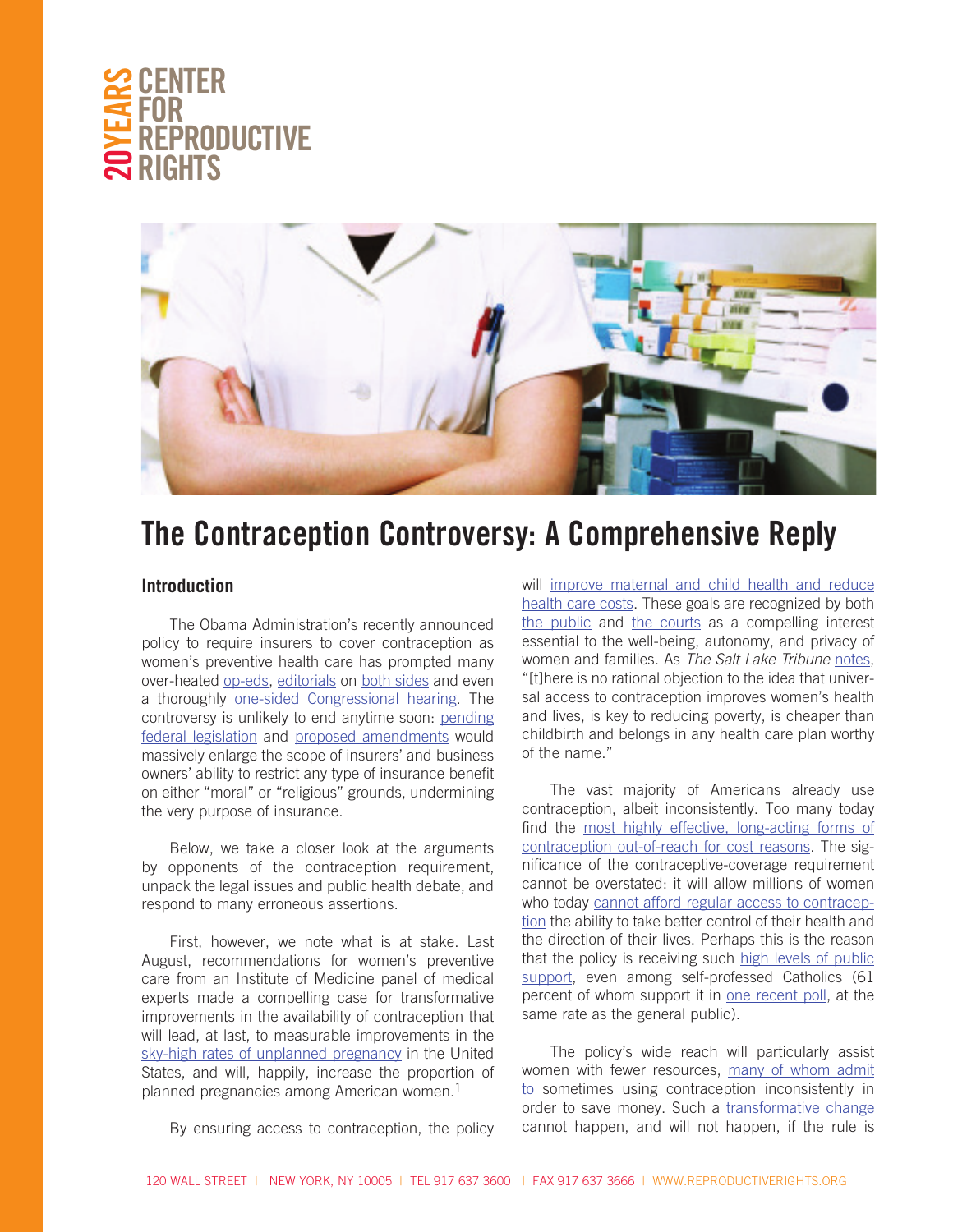# The Contraception Controversy: A Comprehensive Reply

## Introduction

The Obama Administration's recently announced policy to require insurers to cover contraception as women's preventive health care has prompted many over-heated op-eds, editorials on both sides and even a thoroughly one-sided Congressional hearing. The controversy is unlikely to end anytime soon: pending federal legislation and proposed amendments would massively enlarge the scope of insurers' and business owners' ability to restrict any type of insurance benefit on either "moral" or "religious" grounds, undermining the very purpose of insurance.

Below, we take a closer look at the arguments by opponents of the contraception requirement, unpack the legal issues and public health debate, and respond to many erroneous assertions.

First, however, we note what is at stake. Last August, recommendations for women's preventive care from an Institute of Medicine panel of medical experts made a compelling case for transformative improvements in the availability of contraception that will lead, at last, to measurable improvements in the sky-high rates of unplanned pregnancy in the United States, and will, happily, increase the proportion of planned pregnancies among American women.[1]

By ensuring access to contraception, the policy will improve maternal and child health and reduce health care costs. These goals are recognized by both the public and the courts as a compelling interest essential to the well-being, autonomy, and privacy of women and families. As *The Salt Lake Tribune* notes, "[t]here is no rational objection to the idea that universal access to contraception improves women's health and lives, is key to reducing poverty, is cheaper than childbirth and belongs in any health care plan worthy of the name."

The vast majority of Americans already use contraception, albeit inconsistently. Too many today find the most highly effective, long-acting forms of contraception out-of-reach for cost reasons. The significance of the contraceptive-coverage requirement cannot be overstated: it will allow millions of women who today cannot afford regular access to contraception the ability to take better control of their health and the direction of their lives. Perhaps this is the reason that the policy is receiving such high levels of public support, even among self-professed Catholics (61 percent of whom support it in one recent poll, at the same rate as the general public).

The policy's wide reach will particularly assist women with fewer resources, many of whom admit to sometimes using contraception inconsistently in order to save money. Such a transformative change cannot happen, and will not happen, if the rule is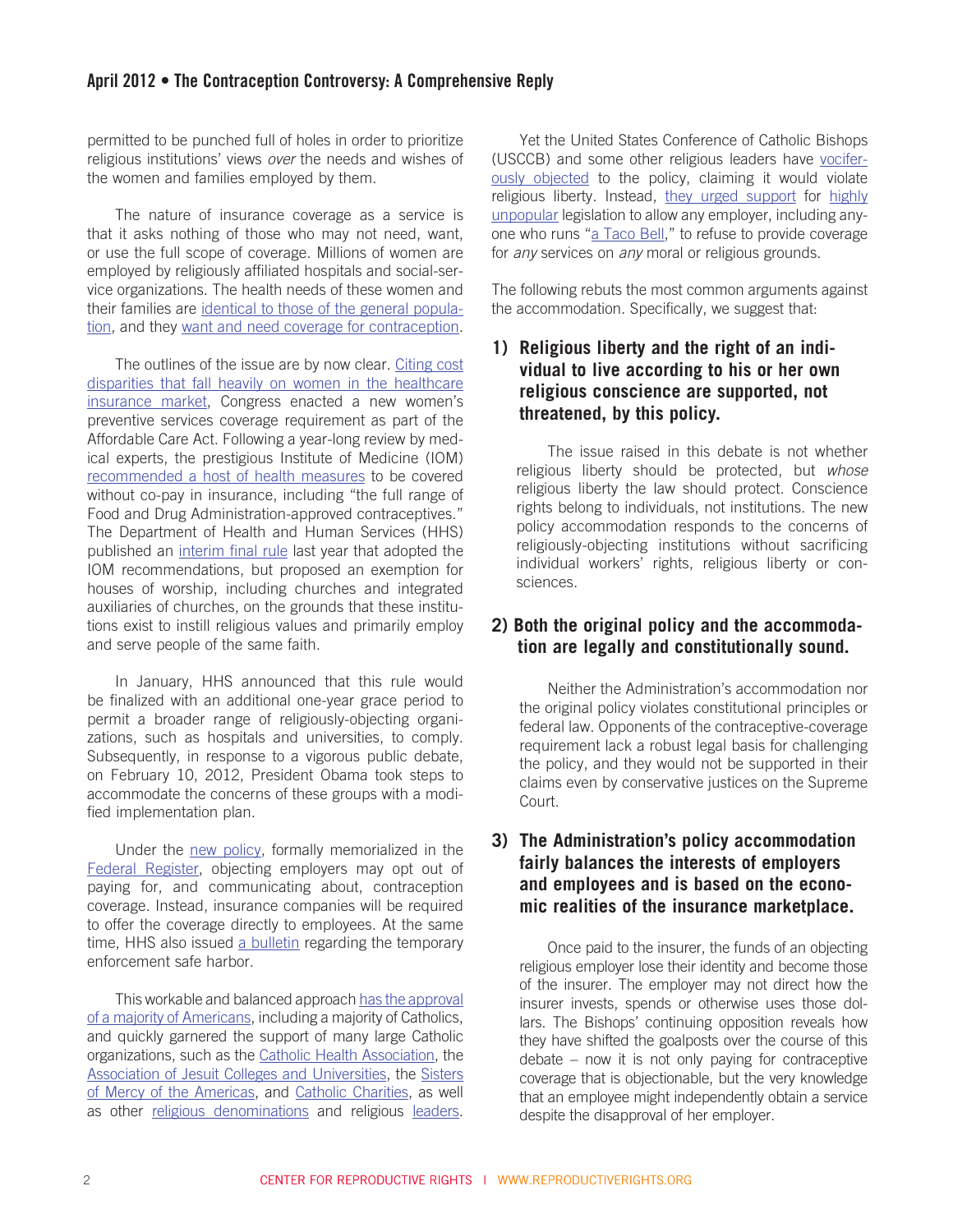permitted to be punched full of holes in order to prioritize religious institutions' views *over* the needs and wishes of the women and families employed by them.

The nature of insurance coverage as a service is that it asks nothing of those who may not need, want, or use the full scope of coverage. Millions of women are employed by religiously affiliated hospitals and social-service organizations. The health needs of these women and their families are identical to those of the general population, and they want and need coverage for contraception.

The outlines of the issue are by now clear. Citing cost disparities that fall heavily on women in the healthcare insurance market, Congress enacted a new women's preventive services coverage requirement as part of the Affordable Care Act. Following a year-long review by medical experts, the prestigious Institute of Medicine (IOM) recommended a host of health measures to be covered without co-pay in insurance, including "the full range of Food and Drug Administration-approved contraceptives." The Department of Health and Human Services (HHS) published an interim final rule last year that adopted the IOM recommendations, but proposed an exemption for houses of worship, including churches and integrated auxiliaries of churches, on the grounds that these institutions exist to instill religious values and primarily employ and serve people of the same faith.

In January, HHS announced that this rule would be finalized with an additional one-year grace period to permit a broader range of religiously-objecting organizations, such as hospitals and universities, to comply. Subsequently, in response to a vigorous public debate, on February 10, 2012, President Obama took steps to accommodate the concerns of these groups with a modified implementation plan.

Under the new policy, formally memorialized in the Federal Register, objecting employers may opt out of paying for, and communicating about, contraception coverage. Instead, insurance companies will be required to offer the coverage directly to employees. At the same time, HHS also issued a bulletin regarding the temporary enforcement safe harbor.

This workable and balanced approach has the approval of a majority of Americans, including a majority of Catholics, and quickly garnered the support of many large Catholic organizations, such as the Catholic Health Association, the Association of Jesuit Colleges and Universities, the Sisters of Mercy of the Americas, and Catholic Charities, as well as other religious denominations and religious leaders.

Yet the United States Conference of Catholic Bishops (USCCB) and some other religious leaders have vociferously objected to the policy, claiming it would violate religious liberty. Instead, they urged support for highly unpopular legislation to allow any employer, including anyone who runs "a Taco Bell," to refuse to provide coverage for *any* services on *any* moral or religious grounds.

The following rebuts the most common arguments against the accommodation. Specifically, we suggest that:

### 1) Religious liberty and the right of an individual to live according to his or her own religious conscience are supported, not threatened, by this policy.

The issue raised in this debate is not whether religious liberty should be protected, but *whose* religious liberty the law should protect. Conscience rights belong to individuals, not institutions. The new policy accommodation responds to the concerns of religiously-objecting institutions without sacrificing individual workers' rights, religious liberty or consciences.

### 2) Both the original policy and the accommodation are legally and constitutionally sound.

Neither the Administration's accommodation nor the original policy violates constitutional principles or federal law. Opponents of the contraceptive-coverage requirement lack a robust legal basis for challenging the policy, and they would not be supported in their claims even by conservative justices on the Supreme Court.

### 3) The Administration's policy accommodation fairly balances the interests of employers and employees and is based on the economic realities of the insurance marketplace.

Once paid to the insurer, the funds of an objecting religious employer lose their identity and become those of the insurer. The employer may not direct how the insurer invests, spends or otherwise uses those dollars. The Bishops' continuing opposition reveals how they have shifted the goalposts over the course of this debate – now it is not only paying for contraceptive coverage that is objectionable, but the very knowledge that an employee might independently obtain a service despite the disapproval of her employer.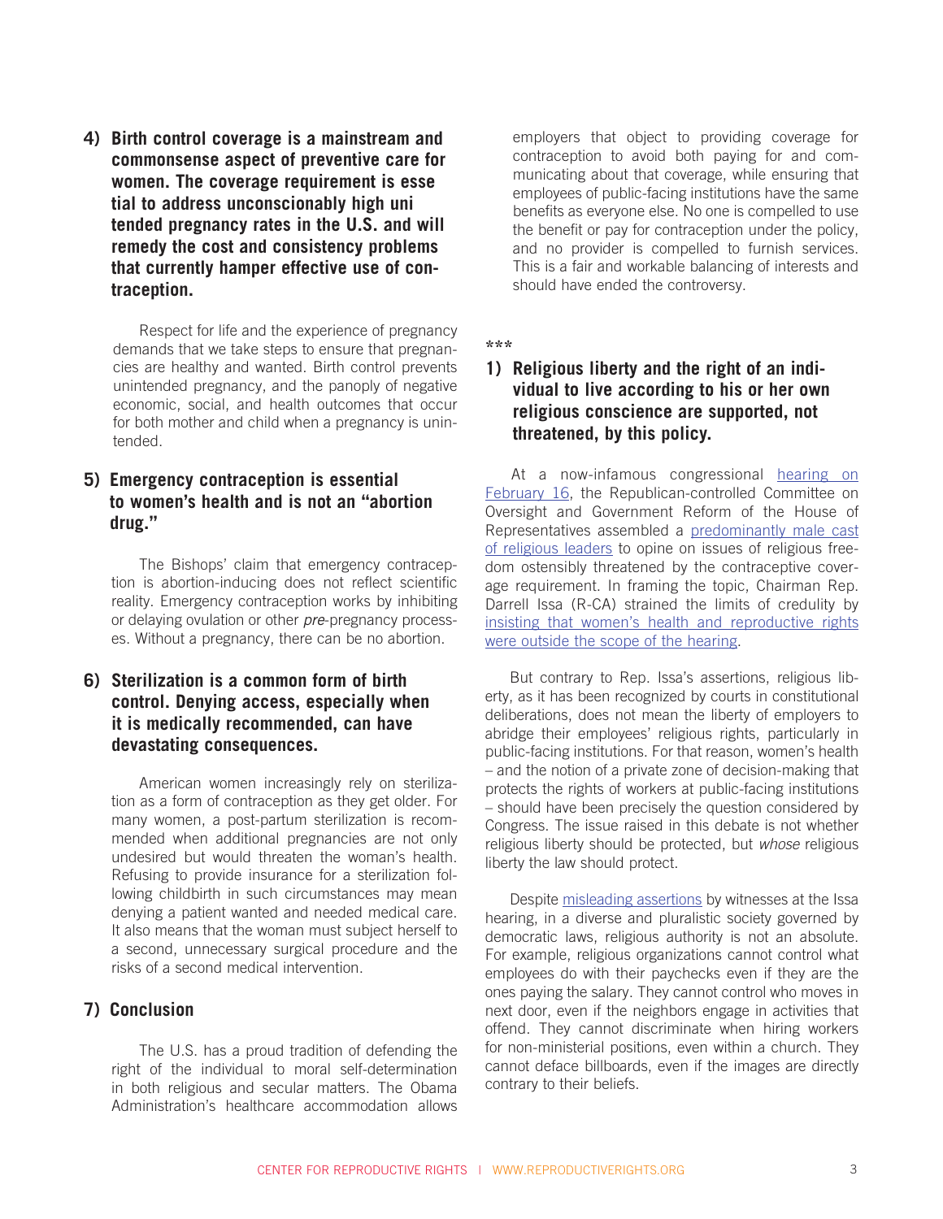## 4) Birth control coverage is a mainstream and commonsense aspect of preventive care for women. The coverage requirement is essential to address unconscionably high unintended pregnancy rates in the U.S. and will remedy the cost and consistency problems that currently hamper effective use of contraception.

Respect for life and the experience of pregnancy demands that we take steps to ensure that pregnancies are healthy and wanted. Birth control prevents unintended pregnancy, and the panoply of negative economic, social, and health outcomes that occur for both mother and child when a pregnancy is unintended.

## 5) Emergency contraception is essential to women's health and is not an "abortion drug."

The Bishops' claim that emergency contraception is abortion-inducing does not reflect scientific reality. Emergency contraception works by inhibiting or delaying ovulation or other *pre*-pregnancy processes. Without a pregnancy, there can be no abortion.

## 6) Sterilization is a common form of birth control. Denying access, especially when it is medically recommended, can have devastating consequences.

American women increasingly rely on sterilization as a form of contraception as they get older. For many women, a post-partum sterilization is recommended when additional pregnancies are not only undesired but would threaten the woman's health. Refusing to provide insurance for a sterilization following childbirth in such circumstances may mean denying a patient wanted and needed medical care. It also means that the woman must subject herself to a second, unnecessary surgical procedure and the risks of a second medical intervention.

## 7) Conclusion

The U.S. has a proud tradition of defending the right of the individual to moral self-determination in both religious and secular matters. The Obama Administration's healthcare accommodation allows employers that object to providing coverage for contraception to avoid both paying for and communicating about that coverage, while ensuring that employees of public-facing institutions have the same benefits as everyone else. No one is compelled to use the benefit or pay for contraception under the policy, and no provider is compelled to furnish services. This is a fair and workable balancing of interests and should have ended the controversy.

***

## 1) Religious liberty and the right of an individual to live according to his or her own religious conscience are supported, not threatened, by this policy.

At a now-infamous congressional hearing on February 16, the Republican-controlled Committee on Oversight and Government Reform of the House of Representatives assembled a predominantly male cast of religious leaders to opine on issues of religious freedom ostensibly threatened by the contraceptive coverage requirement. In framing the topic, Chairman Rep. Darrell Issa (R-CA) strained the limits of credulity by insisting that women's health and reproductive rights were outside the scope of the hearing.

But contrary to Rep. Issa's assertions, religious liberty, as it has been recognized by courts in constitutional deliberations, does not mean the liberty of employers to abridge their employees' religious rights, particularly in public-facing institutions. For that reason, women's health – and the notion of a private zone of decision-making that protects the rights of workers at public-facing institutions – should have been precisely the question considered by Congress. The issue raised in this debate is not whether religious liberty should be protected, but *whose* religious liberty the law should protect.

Despite misleading assertions by witnesses at the Issa hearing, in a diverse and pluralistic society governed by democratic laws, religious authority is not an absolute. For example, religious organizations cannot control what employees do with their paychecks even if they are the ones paying the salary. They cannot control who moves in next door, even if the neighbors engage in activities that offend. They cannot discriminate when hiring workers for non-ministerial positions, even within a church. They cannot deface billboards, even if the images are directly contrary to their beliefs.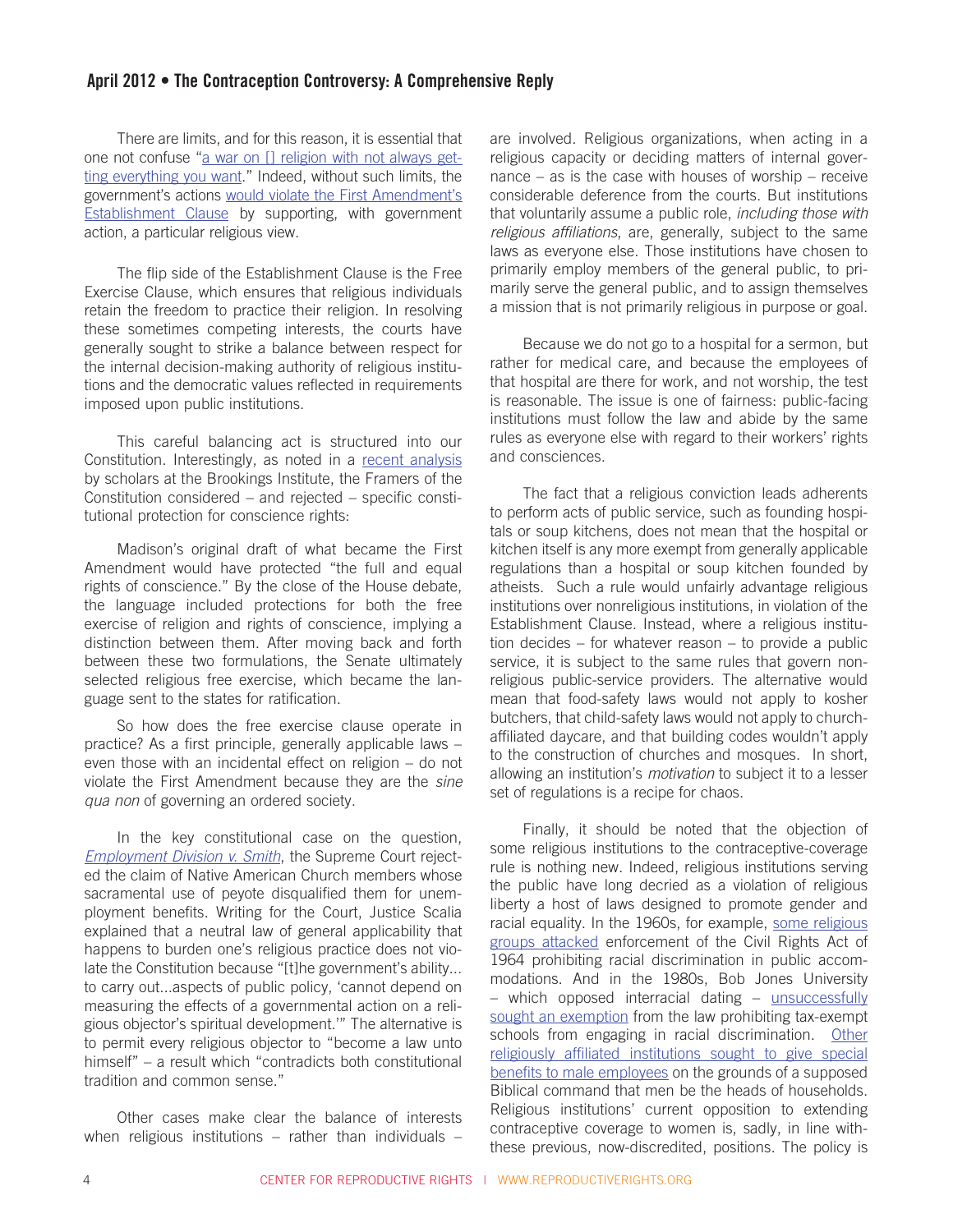There are limits, and for this reason, it is essential that one not confuse "a war on [] religion with not always getting everything you want." Indeed, without such limits, the government's actions would violate the First Amendment's Establishment Clause by supporting, with government action, a particular religious view.

The flip side of the Establishment Clause is the Free Exercise Clause, which ensures that religious individuals retain the freedom to practice their religion. In resolving these sometimes competing interests, the courts have generally sought to strike a balance between respect for the internal decision-making authority of religious institutions and the democratic values reflected in requirements imposed upon public institutions.

This careful balancing act is structured into our Constitution. Interestingly, as noted in a recent analysis by scholars at the Brookings Institute, the Framers of the Constitution considered – and rejected – specific constitutional protection for conscience rights:

> Madison's original draft of what became the First Amendment would have protected "the full and equal rights of conscience." By the close of the House debate, the language included protections for both the free exercise of religion and rights of conscience, implying a distinction between them. After moving back and forth between these two formulations, the Senate ultimately selected religious free exercise, which became the language sent to the states for ratification.

So how does the free exercise clause operate in practice? As a first principle, generally applicable laws – even those with an incidental effect on religion – do not violate the First Amendment because they are the *sine qua non* of governing an ordered society.

In the key constitutional case on the question, *Employment Division v. Smith*, the Supreme Court rejected the claim of Native American Church members whose sacramental use of peyote disqualified them for unemployment benefits. Writing for the Court, Justice Scalia explained that a neutral law of general applicability that happens to burden one's religious practice does not violate the Constitution because "[t]he government's ability... to carry out...aspects of public policy, 'cannot depend on measuring the effects of a governmental action on a religious objector's spiritual development.'" The alternative is to permit every religious objector to "become a law unto himself" – a result which "contradicts both constitutional tradition and common sense."

Other cases make clear the balance of interests when religious institutions – rather than individuals – are involved. Religious organizations, when acting in a religious capacity or deciding matters of internal governance – as is the case with houses of worship – receive considerable deference from the courts. But institutions that voluntarily assume a public role, *including those with religious affiliations*, are, generally, subject to the same laws as everyone else. Those institutions have chosen to primarily employ members of the general public, to primarily serve the general public, and to assign themselves a mission that is not primarily religious in purpose or goal.

Because we do not go to a hospital for a sermon, but rather for medical care, and because the employees of that hospital are there for work, and not worship, the test is reasonable. The issue is one of fairness: public-facing institutions must follow the law and abide by the same rules as everyone else with regard to their workers' rights and consciences.

The fact that a religious conviction leads adherents to perform acts of public service, such as founding hospitals or soup kitchens, does not mean that the hospital or kitchen itself is any more exempt from generally applicable regulations than a hospital or soup kitchen founded by atheists. Such a rule would unfairly advantage religious institutions over nonreligious institutions, in violation of the Establishment Clause. Instead, where a religious institution decides – for whatever reason – to provide a public service, it is subject to the same rules that govern non-religious public-service providers. The alternative would mean that food-safety laws would not apply to kosher butchers, that child-safety laws would not apply to church-affiliated daycare, and that building codes wouldn't apply to the construction of churches and mosques. In short, allowing an institution's *motivation* to subject it to a lesser set of regulations is a recipe for chaos.

Finally, it should be noted that the objection of some religious institutions to the contraceptive-coverage rule is nothing new. Indeed, religious institutions serving the public have long decried as a violation of religious liberty a host of laws designed to promote gender and racial equality. In the 1960s, for example, some religious groups attacked enforcement of the Civil Rights Act of 1964 prohibiting racial discrimination in public accommodations. And in the 1980s, Bob Jones University – which opposed interracial dating – unsuccessfully sought an exemption from the law prohibiting tax-exempt schools from engaging in racial discrimination. Other religiously affiliated institutions sought to give special benefits to male employees on the grounds of a supposed Biblical command that men be the heads of households. Religious institutions' current opposition to extending contraceptive coverage to women is, sadly, in line with these previous, now-discredited, positions. The policy is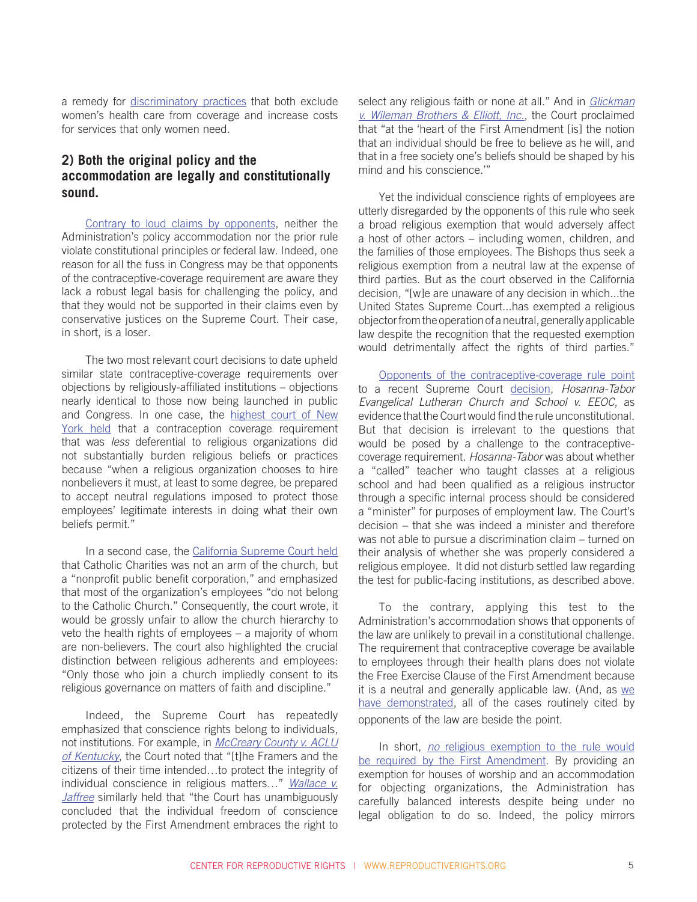a remedy for discriminatory practices that both exclude women's health care from coverage and increase costs for services that only women need.

## 2) Both the original policy and the accommodation are legally and constitutionally sound.

Contrary to loud claims by opponents, neither the Administration's policy accommodation nor the prior rule violate constitutional principles or federal law. Indeed, one reason for all the fuss in Congress may be that opponents of the contraceptive-coverage requirement are aware they lack a robust legal basis for challenging the policy, and that they would not be supported in their claims even by conservative justices on the Supreme Court. Their case, in short, is a loser.

The two most relevant court decisions to date upheld similar state contraceptive-coverage requirements over objections by religiously-affiliated institutions – objections nearly identical to those now being launched in public and Congress. In one case, the highest court of New York held that a contraception coverage requirement that was *less* deferential to religious organizations did not substantially burden religious beliefs or practices because "when a religious organization chooses to hire nonbelievers it must, at least to some degree, be prepared to accept neutral regulations imposed to protect those employees' legitimate interests in doing what their own beliefs permit."

In a second case, the California Supreme Court held that Catholic Charities was not an arm of the church, but a "nonprofit public benefit corporation," and emphasized that most of the organization's employees "do not belong to the Catholic Church." Consequently, the court wrote, it would be grossly unfair to allow the church hierarchy to veto the health rights of employees – a majority of whom are non-believers. The court also highlighted the crucial distinction between religious adherents and employees: "Only those who join a church impliedly consent to its religious governance on matters of faith and discipline."

Indeed, the Supreme Court has repeatedly emphasized that conscience rights belong to individuals, not institutions. For example, in *McCreary County v. ACLU of Kentucky*, the Court noted that "[t]he Framers and the citizens of their time intended…to protect the integrity of individual conscience in religious matters…" *Wallace v. Jaffree* similarly held that "the Court has unambiguously concluded that the individual freedom of conscience protected by the First Amendment embraces the right to select any religious faith or none at all." And in *Glickman v. Wileman Brothers & Elliott, Inc.*, the Court proclaimed that "at the 'heart of the First Amendment [is] the notion that an individual should be free to believe as he will, and that in a free society one's beliefs should be shaped by his mind and his conscience.'"

Yet the individual conscience rights of employees are utterly disregarded by the opponents of this rule who seek a broad religious exemption that would adversely affect a host of other actors – including women, children, and the families of those employees. The Bishops thus seek a religious exemption from a neutral law at the expense of third parties. But as the court observed in the California decision, "[w]e are unaware of any decision in which…the United States Supreme Court…has exempted a religious objector from the operation of a neutral, generally applicable law despite the recognition that the requested exemption would detrimentally affect the rights of third parties."

Opponents of the contraceptive-coverage rule point to a recent Supreme Court decision, *Hosanna-Tabor Evangelical Lutheran Church and School v. EEOC*, as evidence that the Court would find the rule unconstitutional. But that decision is irrelevant to the questions that would be posed by a challenge to the contraceptive-coverage requirement. *Hosanna-Tabor* was about whether a "called" teacher who taught classes at a religious school and had been qualified as a religious instructor through a specific internal process should be considered a "minister" for purposes of employment law. The Court's decision – that she was indeed a minister and therefore was not able to pursue a discrimination claim – turned on their analysis of whether she was properly considered a religious employee. It did not disturb settled law regarding the test for public-facing institutions, as described above.

To the contrary, applying this test to the Administration's accommodation shows that opponents of the law are unlikely to prevail in a constitutional challenge. The requirement that contraceptive coverage be available to employees through their health plans does not violate the Free Exercise Clause of the First Amendment because it is a neutral and generally applicable law. (And, as we have demonstrated, all of the cases routinely cited by opponents of the law are beside the point.

In short, *no* religious exemption to the rule would be required by the First Amendment. By providing an exemption for houses of worship and an accommodation for objecting organizations, the Administration has carefully balanced interests despite being under no legal obligation to do so. Indeed, the policy mirrors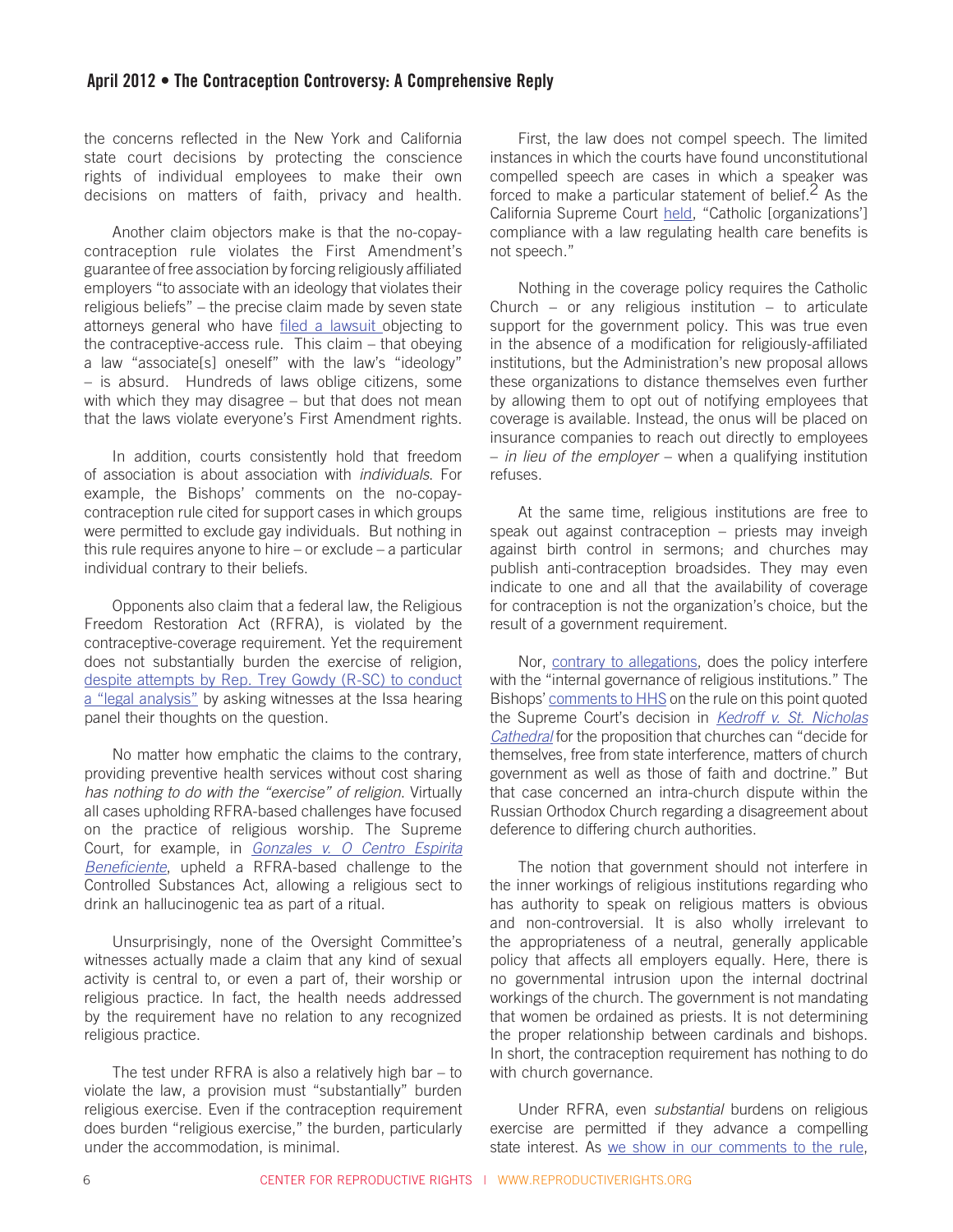the concerns reflected in the New York and California state court decisions by protecting the conscience rights of individual employees to make their own decisions on matters of faith, privacy and health.

Another claim objectors make is that the no-copay-contraception rule violates the First Amendment's guarantee of free association by forcing religiously affiliated employers "to associate with an ideology that violates their religious beliefs" – the precise claim made by seven state attorneys general who have filed a lawsuit objecting to the contraceptive-access rule. This claim – that obeying a law "associate[s] oneself" with the law's "ideology" – is absurd. Hundreds of laws oblige citizens, some with which they may disagree – but that does not mean that the laws violate everyone's First Amendment rights.

In addition, courts consistently hold that freedom of association is about association with *individuals*. For example, the Bishops' comments on the no-copay-contraception rule cited for support cases in which groups were permitted to exclude gay individuals. But nothing in this rule requires anyone to hire – or exclude – a particular individual contrary to their beliefs.

Opponents also claim that a federal law, the Religious Freedom Restoration Act (RFRA), is violated by the contraceptive-coverage requirement. Yet the requirement does not substantially burden the exercise of religion, despite attempts by Rep. Trey Gowdy (R-SC) to conduct a "legal analysis" by asking witnesses at the Issa hearing panel their thoughts on the question.

No matter how emphatic the claims to the contrary, providing preventive health services without cost sharing *has nothing to do with the "exercise" of religion.* Virtually all cases upholding RFRA-based challenges have focused on the practice of religious worship. The Supreme Court, for example, in *Gonzales v. O Centro Espirita Beneficiente*, upheld a RFRA-based challenge to the Controlled Substances Act, allowing a religious sect to drink an hallucinogenic tea as part of a ritual.

Unsurprisingly, none of the Oversight Committee's witnesses actually made a claim that any kind of sexual activity is central to, or even a part of, their worship or religious practice. In fact, the health needs addressed by the requirement have no relation to any recognized religious practice.

The test under RFRA is also a relatively high bar – to violate the law, a provision must "substantially" burden religious exercise. Even if the contraception requirement does burden "religious exercise," the burden, particularly under the accommodation, is minimal.

First, the law does not compel speech. The limited instances in which the courts have found unconstitutional compelled speech are cases in which a speaker was forced to make a particular statement of belief.[2] As the California Supreme Court held, "Catholic [organizations'] compliance with a law regulating health care benefits is not speech."

Nothing in the coverage policy requires the Catholic Church – or any religious institution – to articulate support for the government policy. This was true even in the absence of a modification for religiously-affiliated institutions, but the Administration's new proposal allows these organizations to distance themselves even further by allowing them to opt out of notifying employees that coverage is available. Instead, the onus will be placed on insurance companies to reach out directly to employees – *in lieu of the employer* – when a qualifying institution refuses.

At the same time, religious institutions are free to speak out against contraception – priests may inveigh against birth control in sermons; and churches may publish anti-contraception broadsides. They may even indicate to one and all that the availability of coverage for contraception is not the organization's choice, but the result of a government requirement.

Nor, contrary to allegations, does the policy interfere with the "internal governance of religious institutions." The Bishops' comments to HHS on the rule on this point quoted the Supreme Court's decision in *Kedroff v. St. Nicholas Cathedral* for the proposition that churches can "decide for themselves, free from state interference, matters of church government as well as those of faith and doctrine." But that case concerned an intra-church dispute within the Russian Orthodox Church regarding a disagreement about deference to differing church authorities.

The notion that government should not interfere in the inner workings of religious institutions regarding who has authority to speak on religious matters is obvious and non-controversial. It is also wholly irrelevant to the appropriateness of a neutral, generally applicable policy that affects all employers equally. Here, there is no governmental intrusion upon the internal doctrinal workings of the church. The government is not mandating that women be ordained as priests. It is not determining the proper relationship between cardinals and bishops. In short, the contraception requirement has nothing to do with church governance.

Under RFRA, even *substantial* burdens on religious exercise are permitted if they advance a compelling state interest. As we show in our comments to the rule,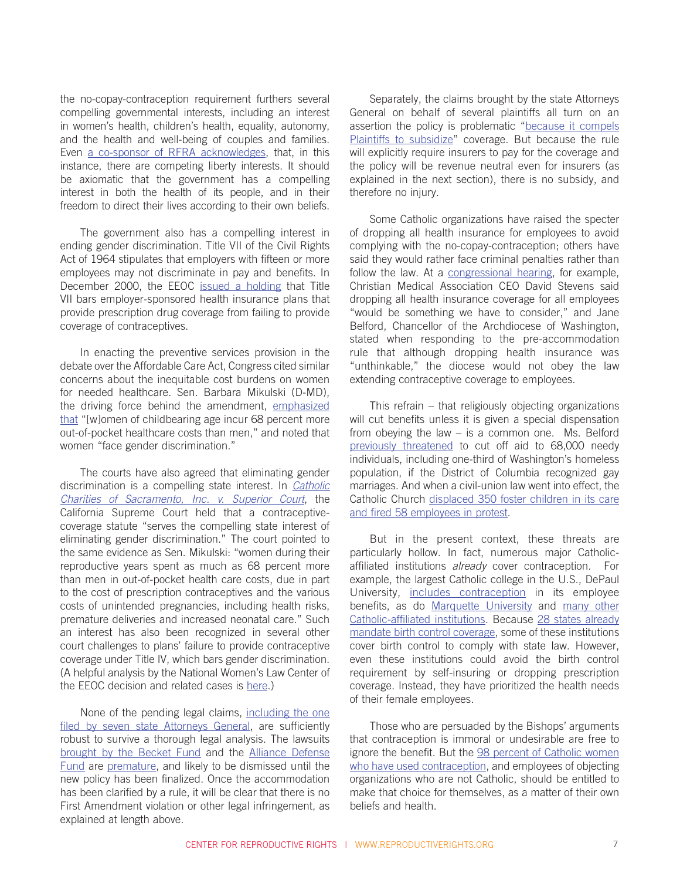the no-copay-contraception requirement furthers several compelling governmental interests, including an interest in women's health, children's health, equality, autonomy, and the health and well-being of couples and families. Even a co-sponsor of RFRA acknowledges, that, in this instance, there are competing liberty interests. It should be axiomatic that the government has a compelling interest in both the health of its people, and in their freedom to direct their lives according to their own beliefs.

The government also has a compelling interest in ending gender discrimination. Title VII of the Civil Rights Act of 1964 stipulates that employers with fifteen or more employees may not discriminate in pay and benefits. In December 2000, the EEOC issued a holding that Title VII bars employer-sponsored health insurance plans that provide prescription drug coverage from failing to provide coverage of contraceptives.

In enacting the preventive services provision in the debate over the Affordable Care Act, Congress cited similar concerns about the inequitable cost burdens on women for needed healthcare. Sen. Barbara Mikulski (D-MD), the driving force behind the amendment, emphasized that "[w]omen of childbearing age incur 68 percent more out-of-pocket healthcare costs than men," and noted that women "face gender discrimination."

The courts have also agreed that eliminating gender discrimination is a compelling state interest. In *Catholic Charities of Sacramento, Inc. v. Superior Court*, the California Supreme Court held that a contraceptive-coverage statute "serves the compelling state interest of eliminating gender discrimination." The court pointed to the same evidence as Sen. Mikulski: "women during their reproductive years spent as much as 68 percent more than men in out-of-pocket health care costs, due in part to the cost of prescription contraceptives and the various costs of unintended pregnancies, including health risks, premature deliveries and increased neonatal care." Such an interest has also been recognized in several other court challenges to plans' failure to provide contraceptive coverage under Title IV, which bars gender discrimination. (A helpful analysis by the National Women's Law Center of the EEOC decision and related cases is here.)

None of the pending legal claims, including the one filed by seven state Attorneys General, are sufficiently robust to survive a thorough legal analysis. The lawsuits brought by the Becket Fund and the Alliance Defense Fund are premature, and likely to be dismissed until the new policy has been finalized. Once the accommodation has been clarified by a rule, it will be clear that there is no First Amendment violation or other legal infringement, as explained at length above.

Separately, the claims brought by the state Attorneys General on behalf of several plaintiffs all turn on an assertion the policy is problematic "because it compels Plaintiffs to subsidize" coverage. But because the rule will explicitly require insurers to pay for the coverage and the policy will be revenue neutral even for insurers (as explained in the next section), there is no subsidy, and therefore no injury.

Some Catholic organizations have raised the specter of dropping all health insurance for employees to avoid complying with the no-copay-contraception; others have said they would rather face criminal penalties rather than follow the law. At a congressional hearing, for example, Christian Medical Association CEO David Stevens said dropping all health insurance coverage for all employees "would be something we have to consider," and Jane Belford, Chancellor of the Archdiocese of Washington, stated when responding to the pre-accommodation rule that although dropping health insurance was "unthinkable," the diocese would not obey the law extending contraceptive coverage to employees.

This refrain – that religiously objecting organizations will cut benefits unless it is given a special dispensation from obeying the law – is a common one. Ms. Belford previously threatened to cut off aid to 68,000 needy individuals, including one-third of Washington's homeless population, if the District of Columbia recognized gay marriages. And when a civil-union law went into effect, the Catholic Church displaced 350 foster children in its care and fired 58 employees in protest.

But in the present context, these threats are particularly hollow. In fact, numerous major Catholic-affiliated institutions *already* cover contraception. For example, the largest Catholic college in the U.S., DePaul University, includes contraception in its employee benefits, as do Marquette University and many other Catholic-affiliated institutions. Because 28 states already mandate birth control coverage, some of these institutions cover birth control to comply with state law. However, even these institutions could avoid the birth control requirement by self-insuring or dropping prescription coverage. Instead, they have prioritized the health needs of their female employees.

Those who are persuaded by the Bishops' arguments that contraception is immoral or undesirable are free to ignore the benefit. But the 98 percent of Catholic women who have used contraception, and employees of objecting organizations who are not Catholic, should be entitled to make that choice for themselves, as a matter of their own beliefs and health.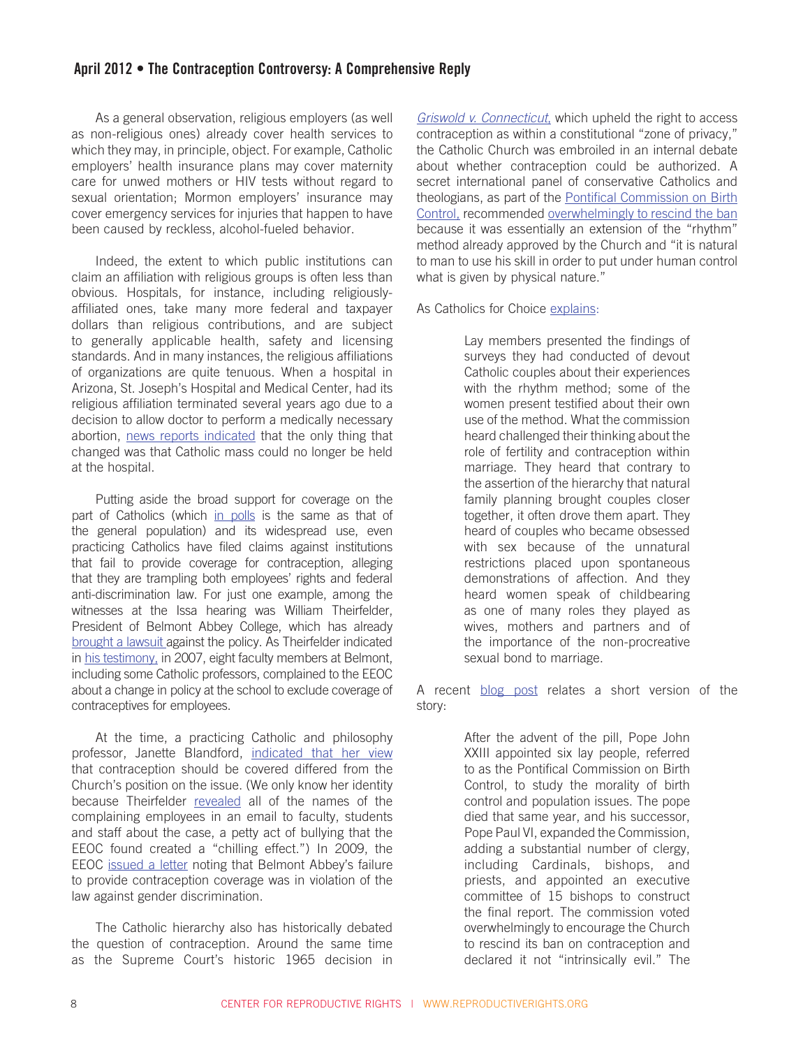As a general observation, religious employers (as well as non-religious ones) already cover health services to which they may, in principle, object. For example, Catholic employers' health insurance plans may cover maternity care for unwed mothers or HIV tests without regard to sexual orientation; Mormon employers' insurance may cover emergency services for injuries that happen to have been caused by reckless, alcohol-fueled behavior.

Indeed, the extent to which public institutions can claim an affiliation with religious groups is often less than obvious. Hospitals, for instance, including religiously-affiliated ones, take many more federal and taxpayer dollars than religious contributions, and are subject to generally applicable health, safety and licensing standards. And in many instances, the religious affiliations of organizations are quite tenuous. When a hospital in Arizona, St. Joseph's Hospital and Medical Center, had its religious affiliation terminated several years ago due to a decision to allow doctor to perform a medically necessary abortion, news reports indicated that the only thing that changed was that Catholic mass could no longer be held at the hospital.

Putting aside the broad support for coverage on the part of Catholics (which in polls is the same as that of the general population) and its widespread use, even practicing Catholics have filed claims against institutions that fail to provide coverage for contraception, alleging that they are trampling both employees' rights and federal anti-discrimination law. For just one example, among the witnesses at the Issa hearing was William Theirfelder, President of Belmont Abbey College, which has already brought a lawsuit against the policy. As Theirfelder indicated in his testimony, in 2007, eight faculty members at Belmont, including some Catholic professors, complained to the EEOC about a change in policy at the school to exclude coverage of contraceptives for employees.

At the time, a practicing Catholic and philosophy professor, Janette Blandford, indicated that her view that contraception should be covered differed from the Church's position on the issue. (We only know her identity because Theirfelder revealed all of the names of the complaining employees in an email to faculty, students and staff about the case, a petty act of bullying that the EEOC found created a "chilling effect.") In 2009, the EEOC issued a letter noting that Belmont Abbey's failure to provide contraception coverage was in violation of the law against gender discrimination.

The Catholic hierarchy also has historically debated the question of contraception. Around the same time as the Supreme Court's historic 1965 decision in *Griswold v. Connecticut,* which upheld the right to access contraception as within a constitutional "zone of privacy," the Catholic Church was embroiled in an internal debate about whether contraception could be authorized. A secret international panel of conservative Catholics and theologians, as part of the Pontifical Commission on Birth Control, recommended overwhelmingly to rescind the ban because it was essentially an extension of the "rhythm" method already approved by the Church and "it is natural to man to use his skill in order to put under human control what is given by physical nature."

As Catholics for Choice explains:

> Lay members presented the findings of surveys they had conducted of devout Catholic couples about their experiences with the rhythm method; some of the women present testified about their own use of the method. What the commission heard challenged their thinking about the role of fertility and contraception within marriage. They heard that contrary to the assertion of the hierarchy that natural family planning brought couples closer together, it often drove them apart. They heard of couples who became obsessed with sex because of the unnatural restrictions placed upon spontaneous demonstrations of affection. And they heard women speak of childbearing as one of many roles they played as wives, mothers and partners and of the importance of the non-procreative sexual bond to marriage.

A recent blog post relates a short version of the story:

> After the advent of the pill, Pope John XXIII appointed six lay people, referred to as the Pontifical Commission on Birth Control, to study the morality of birth control and population issues. The pope died that same year, and his successor, Pope Paul VI, expanded the Commission, adding a substantial number of clergy, including Cardinals, bishops, and priests, and appointed an executive committee of 15 bishops to construct the final report. The commission voted overwhelmingly to encourage the Church to rescind its ban on contraception and declared it not "intrinsically evil." The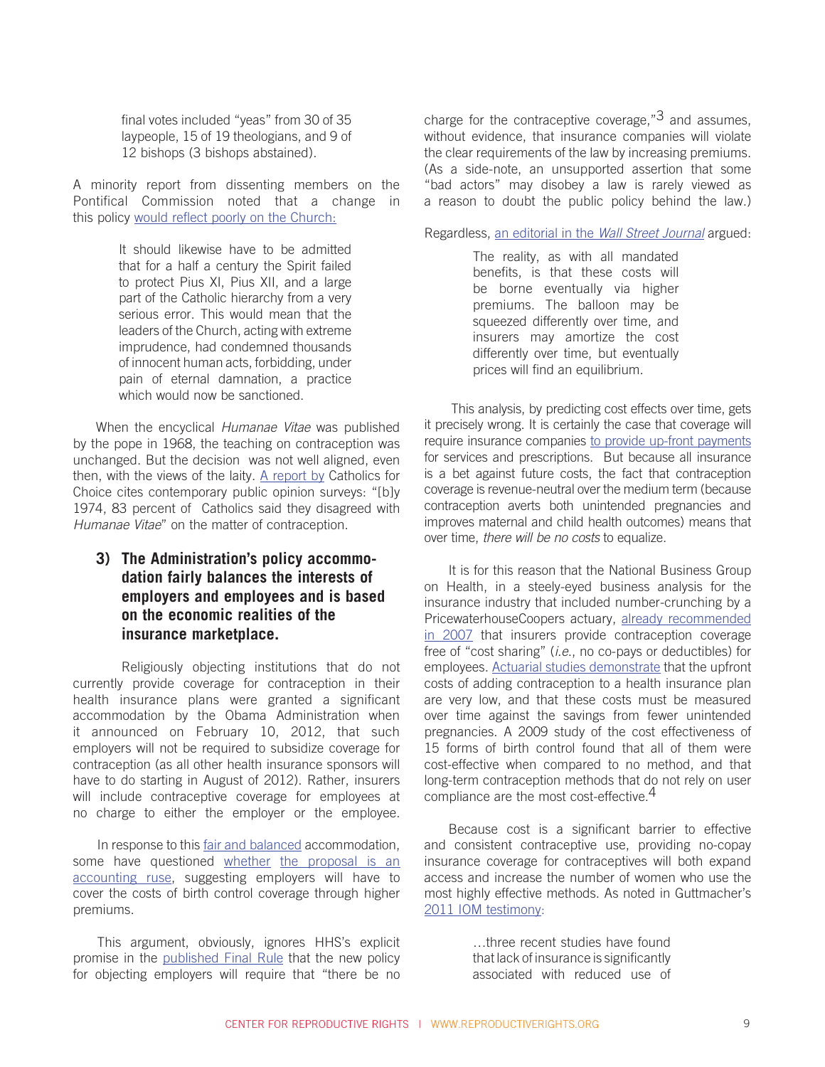final votes included "yeas" from 30 of 35 laypeople, 15 of 19 theologians, and 9 of 12 bishops (3 bishops abstained).

A minority report from dissenting members on the Pontifical Commission noted that a change in this policy would reflect poorly on the Church:

> It should likewise have to be admitted that for a half a century the Spirit failed to protect Pius XI, Pius XII, and a large part of the Catholic hierarchy from a very serious error. This would mean that the leaders of the Church, acting with extreme imprudence, had condemned thousands of innocent human acts, forbidding, under pain of eternal damnation, a practice which would now be sanctioned.

When the encyclical *Humanae Vitae* was published by the pope in 1968, the teaching on contraception was unchanged. But the decision was not well aligned, even then, with the views of the laity. A report by Catholics for Choice cites contemporary public opinion surveys: "[b]y 1974, 83 percent of Catholics said they disagreed with *Humanae Vitae*" on the matter of contraception.

### 3) The Administration's policy accommodation fairly balances the interests of employers and employees and is based on the economic realities of the insurance marketplace.

Religiously objecting institutions that do not currently provide coverage for contraception in their health insurance plans were granted a significant accommodation by the Obama Administration when it announced on February 10, 2012, that such employers will not be required to subsidize coverage for contraception (as all other health insurance sponsors will have to do starting in August of 2012). Rather, insurers will include contraceptive coverage for employees at no charge to either the employer or the employee.

In response to this fair and balanced accommodation, some have questioned whether the proposal is an accounting ruse, suggesting employers will have to cover the costs of birth control coverage through higher premiums.

This argument, obviously, ignores HHS's explicit promise in the published Final Rule that the new policy for objecting employers will require that "there be no charge for the contraceptive coverage,"[3] and assumes, without evidence, that insurance companies will violate the clear requirements of the law by increasing premiums. (As a side-note, an unsupported assertion that some "bad actors" may disobey a law is rarely viewed as a reason to doubt the public policy behind the law.)

Regardless, an editorial in the *Wall Street Journal* argued:

> The reality, as with all mandated benefits, is that these costs will be borne eventually via higher premiums. The balloon may be squeezed differently over time, and insurers may amortize the cost differently over time, but eventually prices will find an equilibrium.

This analysis, by predicting cost effects over time, gets it precisely wrong. It is certainly the case that coverage will require insurance companies to provide up-front payments for services and prescriptions. But because all insurance is a bet against future costs, the fact that contraception coverage is revenue-neutral over the medium term (because contraception averts both unintended pregnancies and improves maternal and child health outcomes) means that over time, *there will be no costs* to equalize.

It is for this reason that the National Business Group on Health, in a steely-eyed business analysis for the insurance industry that included number-crunching by a PricewaterhouseCoopers actuary, already recommended in 2007 that insurers provide contraception coverage free of "cost sharing" (*i.e.*, no co-pays or deductibles) for employees. Actuarial studies demonstrate that the upfront costs of adding contraception to a health insurance plan are very low, and that these costs must be measured over time against the savings from fewer unintended pregnancies. A 2009 study of the cost effectiveness of 15 forms of birth control found that all of them were cost-effective when compared to no method, and that long-term contraception methods that do not rely on user compliance are the most cost-effective.[4]

Because cost is a significant barrier to effective and consistent contraceptive use, providing no-copay insurance coverage for contraceptives will both expand access and increase the number of women who use the most highly effective methods. As noted in Guttmacher's 2011 IOM testimony:

> …three recent studies have found that lack of insurance is significantly associated with reduced use of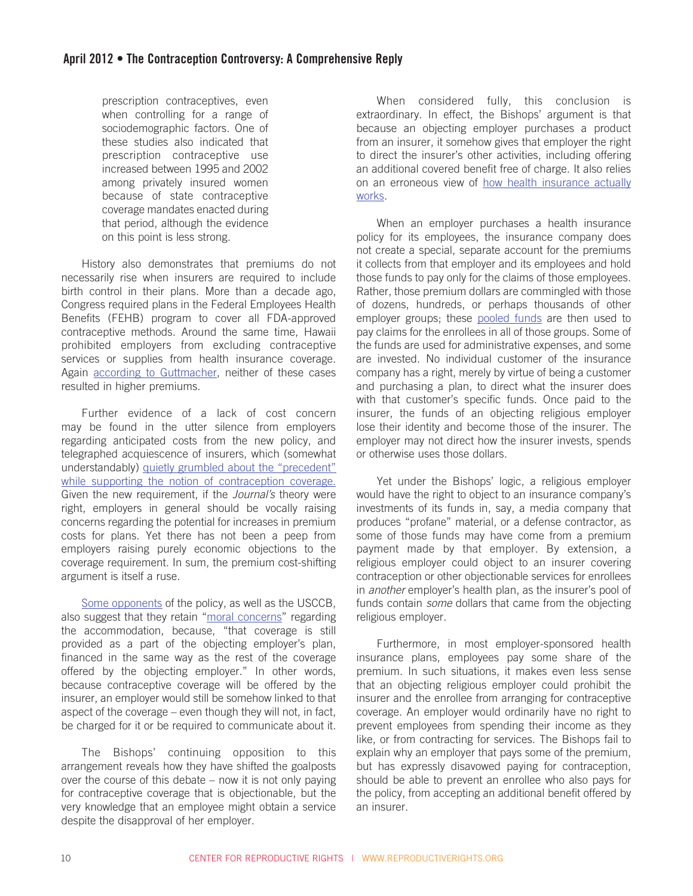prescription contraceptives, even when controlling for a range of sociodemographic factors. One of these studies also indicated that prescription contraceptive use increased between 1995 and 2002 among privately insured women because of state contraceptive coverage mandates enacted during that period, although the evidence on this point is less strong.

History also demonstrates that premiums do not necessarily rise when insurers are required to include birth control in their plans. More than a decade ago, Congress required plans in the Federal Employees Health Benefits (FEHB) program to cover all FDA-approved contraceptive methods. Around the same time, Hawaii prohibited employers from excluding contraceptive services or supplies from health insurance coverage. Again according to Guttmacher, neither of these cases resulted in higher premiums.

Further evidence of a lack of cost concern may be found in the utter silence from employers regarding anticipated costs from the new policy, and telegraphed acquiescence of insurers, which (somewhat understandably) quietly grumbled about the "precedent" while supporting the notion of contraception coverage. Given the new requirement, if the *Journal's* theory were right, employers in general should be vocally raising concerns regarding the potential for increases in premium costs for plans. Yet there has not been a peep from employers raising purely economic objections to the coverage requirement. In sum, the premium cost-shifting argument is itself a ruse.

Some opponents of the policy, as well as the USCCB, also suggest that they retain "moral concerns" regarding the accommodation, because, "that coverage is still provided as a part of the objecting employer's plan, financed in the same way as the rest of the coverage offered by the objecting employer." In other words, because contraceptive coverage will be offered by the insurer, an employer would still be somehow linked to that aspect of the coverage – even though they will not, in fact, be charged for it or be required to communicate about it.

The Bishops' continuing opposition to this arrangement reveals how they have shifted the goalposts over the course of this debate – now it is not only paying for contraceptive coverage that is objectionable, but the very knowledge that an employee might obtain a service despite the disapproval of her employer.

When considered fully, this conclusion is extraordinary. In effect, the Bishops' argument is that because an objecting employer purchases a product from an insurer, it somehow gives that employer the right to direct the insurer's other activities, including offering an additional covered benefit free of charge. It also relies on an erroneous view of how health insurance actually works.

When an employer purchases a health insurance policy for its employees, the insurance company does not create a special, separate account for the premiums it collects from that employer and its employees and hold those funds to pay only for the claims of those employees. Rather, those premium dollars are commingled with those of dozens, hundreds, or perhaps thousands of other employer groups; these pooled funds are then used to pay claims for the enrollees in all of those groups. Some of the funds are used for administrative expenses, and some are invested. No individual customer of the insurance company has a right, merely by virtue of being a customer and purchasing a plan, to direct what the insurer does with that customer's specific funds. Once paid to the insurer, the funds of an objecting religious employer lose their identity and become those of the insurer. The employer may not direct how the insurer invests, spends or otherwise uses those dollars.

Yet under the Bishops' logic, a religious employer would have the right to object to an insurance company's investments of its funds in, say, a media company that produces "profane" material, or a defense contractor, as some of those funds may have come from a premium payment made by that employer. By extension, a religious employer could object to an insurer covering contraception or other objectionable services for enrollees in *another* employer's health plan, as the insurer's pool of funds contain *some* dollars that came from the objecting religious employer.

Furthermore, in most employer-sponsored health insurance plans, employees pay some share of the premium. In such situations, it makes even less sense that an objecting religious employer could prohibit the insurer and the enrollee from arranging for contraceptive coverage. An employer would ordinarily have no right to prevent employees from spending their income as they like, or from contracting for services. The Bishops fail to explain why an employer that pays some of the premium, but has expressly disavowed paying for contraception, should be able to prevent an enrollee who also pays for the policy, from accepting an additional benefit offered by an insurer.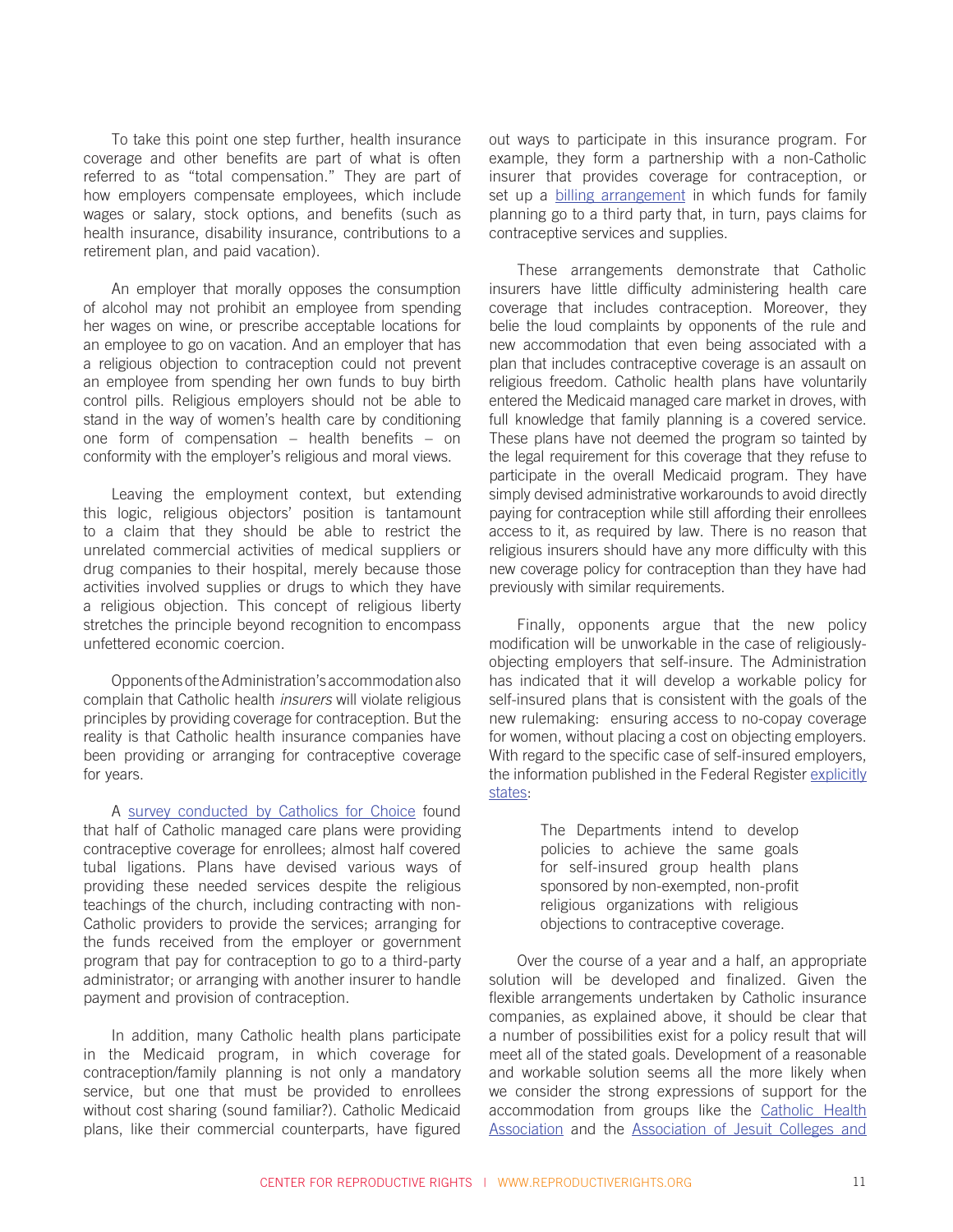To take this point one step further, health insurance coverage and other benefits are part of what is often referred to as "total compensation." They are part of how employers compensate employees, which include wages or salary, stock options, and benefits (such as health insurance, disability insurance, contributions to a retirement plan, and paid vacation).

An employer that morally opposes the consumption of alcohol may not prohibit an employee from spending her wages on wine, or prescribe acceptable locations for an employee to go on vacation. And an employer that has a religious objection to contraception could not prevent an employee from spending her own funds to buy birth control pills. Religious employers should not be able to stand in the way of women's health care by conditioning one form of compensation – health benefits – on conformity with the employer's religious and moral views.

Leaving the employment context, but extending this logic, religious objectors' position is tantamount to a claim that they should be able to restrict the unrelated commercial activities of medical suppliers or drug companies to their hospital, merely because those activities involved supplies or drugs to which they have a religious objection. This concept of religious liberty stretches the principle beyond recognition to encompass unfettered economic coercion.

Opponents of the Administration's accommodation also complain that Catholic health *insurers* will violate religious principles by providing coverage for contraception. But the reality is that Catholic health insurance companies have been providing or arranging for contraceptive coverage for years.

A survey conducted by Catholics for Choice found that half of Catholic managed care plans were providing contraceptive coverage for enrollees; almost half covered tubal ligations. Plans have devised various ways of providing these needed services despite the religious teachings of the church, including contracting with non-Catholic providers to provide the services; arranging for the funds received from the employer or government program that pay for contraception to go to a third-party administrator; or arranging with another insurer to handle payment and provision of contraception.

In addition, many Catholic health plans participate in the Medicaid program, in which coverage for contraception/family planning is not only a mandatory service, but one that must be provided to enrollees without cost sharing (sound familiar?). Catholic Medicaid plans, like their commercial counterparts, have figured out ways to participate in this insurance program. For example, they form a partnership with a non-Catholic insurer that provides coverage for contraception, or set up a billing arrangement in which funds for family planning go to a third party that, in turn, pays claims for contraceptive services and supplies.

These arrangements demonstrate that Catholic insurers have little difficulty administering health care coverage that includes contraception. Moreover, they belie the loud complaints by opponents of the rule and new accommodation that even being associated with a plan that includes contraceptive coverage is an assault on religious freedom. Catholic health plans have voluntarily entered the Medicaid managed care market in droves, with full knowledge that family planning is a covered service. These plans have not deemed the program so tainted by the legal requirement for this coverage that they refuse to participate in the overall Medicaid program. They have simply devised administrative workarounds to avoid directly paying for contraception while still affording their enrollees access to it, as required by law. There is no reason that religious insurers should have any more difficulty with this new coverage policy for contraception than they have had previously with similar requirements.

Finally, opponents argue that the new policy modification will be unworkable in the case of religiously-objecting employers that self-insure. The Administration has indicated that it will develop a workable policy for self-insured plans that is consistent with the goals of the new rulemaking: ensuring access to no-copay coverage for women, without placing a cost on objecting employers. With regard to the specific case of self-insured employers, the information published in the Federal Register explicitly states:

> The Departments intend to develop policies to achieve the same goals for self-insured group health plans sponsored by non-exempted, non-profit religious organizations with religious objections to contraceptive coverage.

Over the course of a year and a half, an appropriate solution will be developed and finalized. Given the flexible arrangements undertaken by Catholic insurance companies, as explained above, it should be clear that a number of possibilities exist for a policy result that will meet all of the stated goals. Development of a reasonable and workable solution seems all the more likely when we consider the strong expressions of support for the accommodation from groups like the Catholic Health Association and the Association of Jesuit Colleges and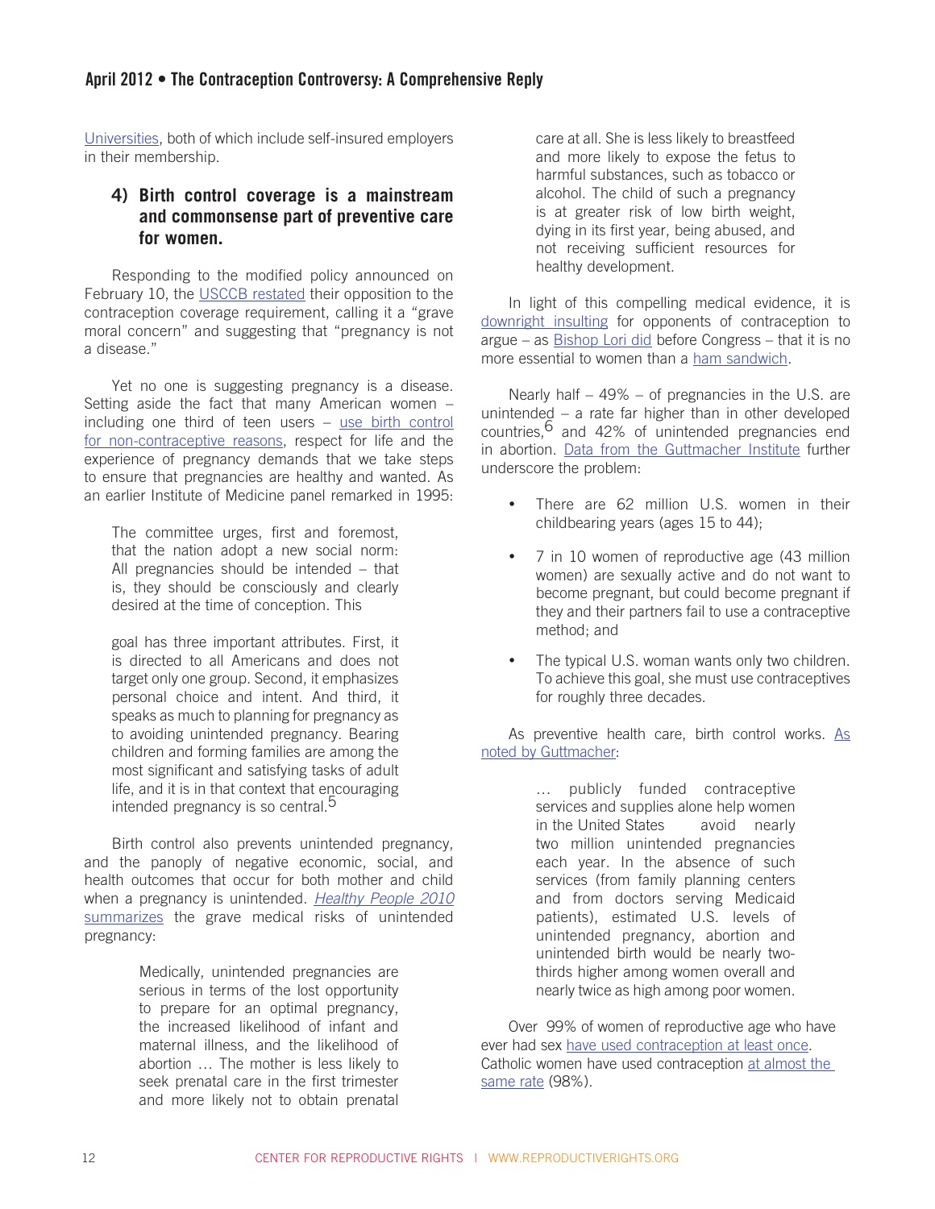Universities, both of which include self-insured employers in their membership.

### 4) Birth control coverage is a mainstream and commonsense part of preventive care for women.

Responding to the modified policy announced on February 10, the USCCB restated their opposition to the contraception coverage requirement, calling it a "grave moral concern" and suggesting that "pregnancy is not a disease."

Yet no one is suggesting pregnancy is a disease. Setting aside the fact that many American women – including one third of teen users – use birth control for non-contraceptive reasons, respect for life and the experience of pregnancy demands that we take steps to ensure that pregnancies are healthy and wanted. As an earlier Institute of Medicine panel remarked in 1995:

> The committee urges, first and foremost, that the nation adopt a new social norm: All pregnancies should be intended – that is, they should be consciously and clearly desired at the time of conception. This
>
> goal has three important attributes. First, it is directed to all Americans and does not target only one group. Second, it emphasizes personal choice and intent. And third, it speaks as much to planning for pregnancy as to avoiding unintended pregnancy. Bearing children and forming families are among the most significant and satisfying tasks of adult life, and it is in that context that encouraging intended pregnancy is so central.[5]

Birth control also prevents unintended pregnancy, and the panoply of negative economic, social, and health outcomes that occur for both mother and child when a pregnancy is unintended. *Healthy People 2010* summarizes the grave medical risks of unintended pregnancy:

> Medically, unintended pregnancies are serious in terms of the lost opportunity to prepare for an optimal pregnancy, the increased likelihood of infant and maternal illness, and the likelihood of abortion … The mother is less likely to seek prenatal care in the first trimester and more likely not to obtain prenatal care at all. She is less likely to breastfeed and more likely to expose the fetus to harmful substances, such as tobacco or alcohol. The child of such a pregnancy is at greater risk of low birth weight, dying in its first year, being abused, and not receiving sufficient resources for healthy development.

In light of this compelling medical evidence, it is downright insulting for opponents of contraception to argue – as Bishop Lori did before Congress – that it is no more essential to women than a ham sandwich.

Nearly half – 49% – of pregnancies in the U.S. are unintended – a rate far higher than in other developed countries,[6] and 42% of unintended pregnancies end in abortion. Data from the Guttmacher Institute further underscore the problem:

- There are 62 million U.S. women in their childbearing years (ages 15 to 44);
- 7 in 10 women of reproductive age (43 million women) are sexually active and do not want to become pregnant, but could become pregnant if they and their partners fail to use a contraceptive method; and
- The typical U.S. woman wants only two children. To achieve this goal, she must use contraceptives for roughly three decades.

As preventive health care, birth control works. As noted by Guttmacher:

> … publicly funded contraceptive services and supplies alone help women in the United States avoid nearly two million unintended pregnancies each year. In the absence of such services (from family planning centers and from doctors serving Medicaid patients), estimated U.S. levels of unintended pregnancy, abortion and unintended birth would be nearly two-thirds higher among women overall and nearly twice as high among poor women.

Over 99% of women of reproductive age who have ever had sex have used contraception at least once. Catholic women have used contraception at almost the same rate (98%).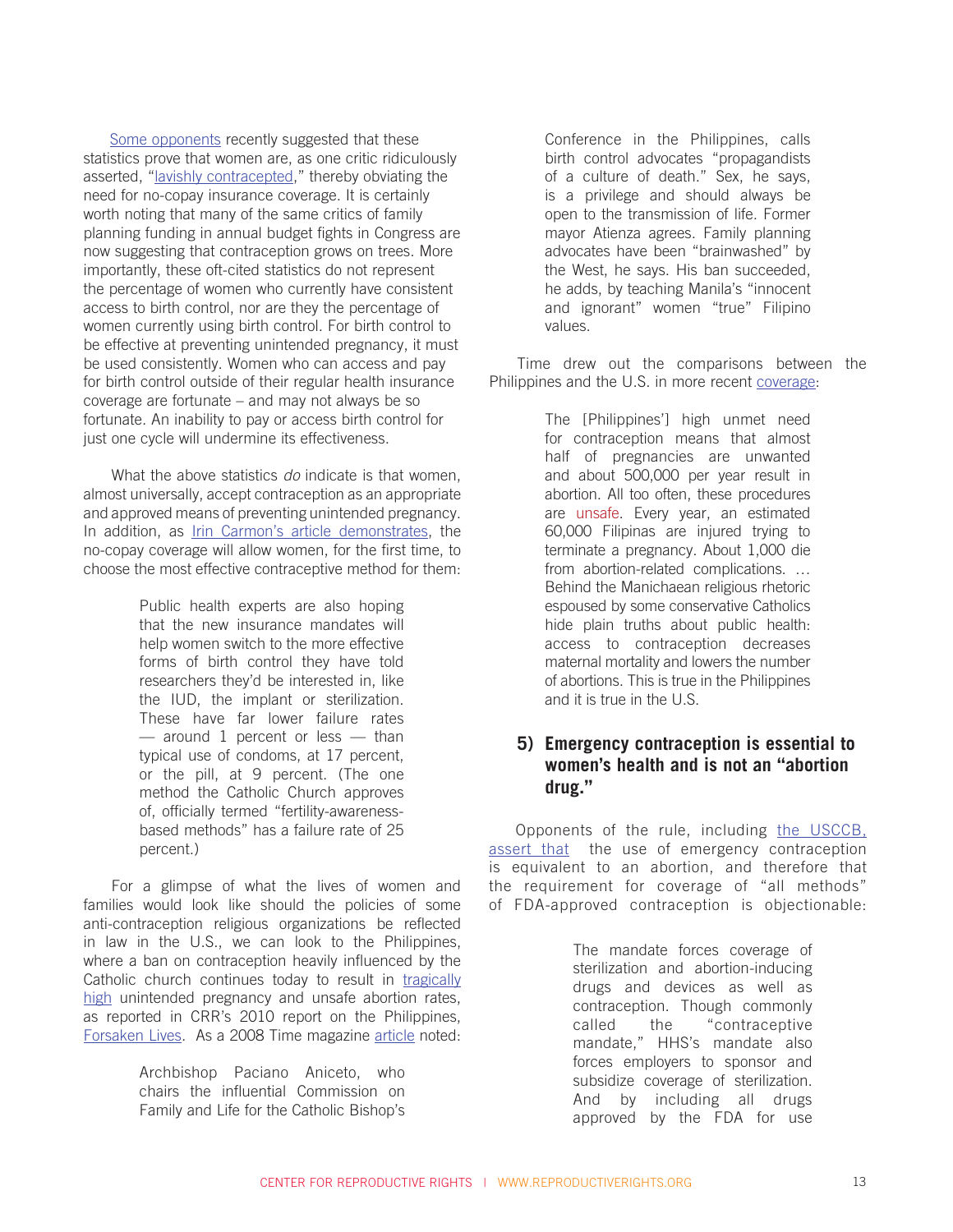Some opponents recently suggested that these statistics prove that women are, as one critic ridiculously asserted, "lavishly contracepted," thereby obviating the need for no-copay insurance coverage. It is certainly worth noting that many of the same critics of family planning funding in annual budget fights in Congress are now suggesting that contraception grows on trees. More importantly, these oft-cited statistics do not represent the percentage of women who currently have consistent access to birth control, nor are they the percentage of women currently using birth control. For birth control to be effective at preventing unintended pregnancy, it must be used consistently. Women who can access and pay for birth control outside of their regular health insurance coverage are fortunate – and may not always be so fortunate. An inability to pay or access birth control for just one cycle will undermine its effectiveness.

What the above statistics *do* indicate is that women, almost universally, accept contraception as an appropriate and approved means of preventing unintended pregnancy. In addition, as Irin Carmon's article demonstrates, the no-copay coverage will allow women, for the first time, to choose the most effective contraceptive method for them:

> Public health experts are also hoping that the new insurance mandates will help women switch to the more effective forms of birth control they have told researchers they'd be interested in, like the IUD, the implant or sterilization. These have far lower failure rates — around 1 percent or less — than typical use of condoms, at 17 percent, or the pill, at 9 percent. (The one method the Catholic Church approves of, officially termed "fertility-awareness-based methods" has a failure rate of 25 percent.)

For a glimpse of what the lives of women and families would look like should the policies of some anti-contraception religious organizations be reflected in law in the U.S., we can look to the Philippines, where a ban on contraception heavily influenced by the Catholic church continues today to result in tragically high unintended pregnancy and unsafe abortion rates, as reported in CRR's 2010 report on the Philippines, Forsaken Lives. As a 2008 Time magazine article noted:

> Archbishop Paciano Aniceto, who chairs the influential Commission on Family and Life for the Catholic Bishop's Conference in the Philippines, calls birth control advocates "propagandists of a culture of death." Sex, he says, is a privilege and should always be open to the transmission of life. Former mayor Atienza agrees. Family planning advocates have been "brainwashed" by the West, he says. His ban succeeded, he adds, by teaching Manila's "innocent and ignorant" women "true" Filipino values.

Time drew out the comparisons between the Philippines and the U.S. in more recent coverage:

> The [Philippines'] high unmet need for contraception means that almost half of pregnancies are unwanted and about 500,000 per year result in abortion. All too often, these procedures are unsafe. Every year, an estimated 60,000 Filipinas are injured trying to terminate a pregnancy. About 1,000 die from abortion-related complications. … Behind the Manichaean religious rhetoric espoused by some conservative Catholics hide plain truths about public health: access to contraception decreases maternal mortality and lowers the number of abortions. This is true in the Philippines and it is true in the U.S.

### 5) Emergency contraception is essential to women's health and is not an "abortion drug."

Opponents of the rule, including the USCCB, assert that the use of emergency contraception is equivalent to an abortion, and therefore that the requirement for coverage of "all methods" of FDA-approved contraception is objectionable:

> The mandate forces coverage of sterilization and abortion-inducing drugs and devices as well as contraception. Though commonly called the "contraceptive mandate," HHS's mandate also forces employers to sponsor and subsidize coverage of sterilization. And by including all drugs approved by the FDA for use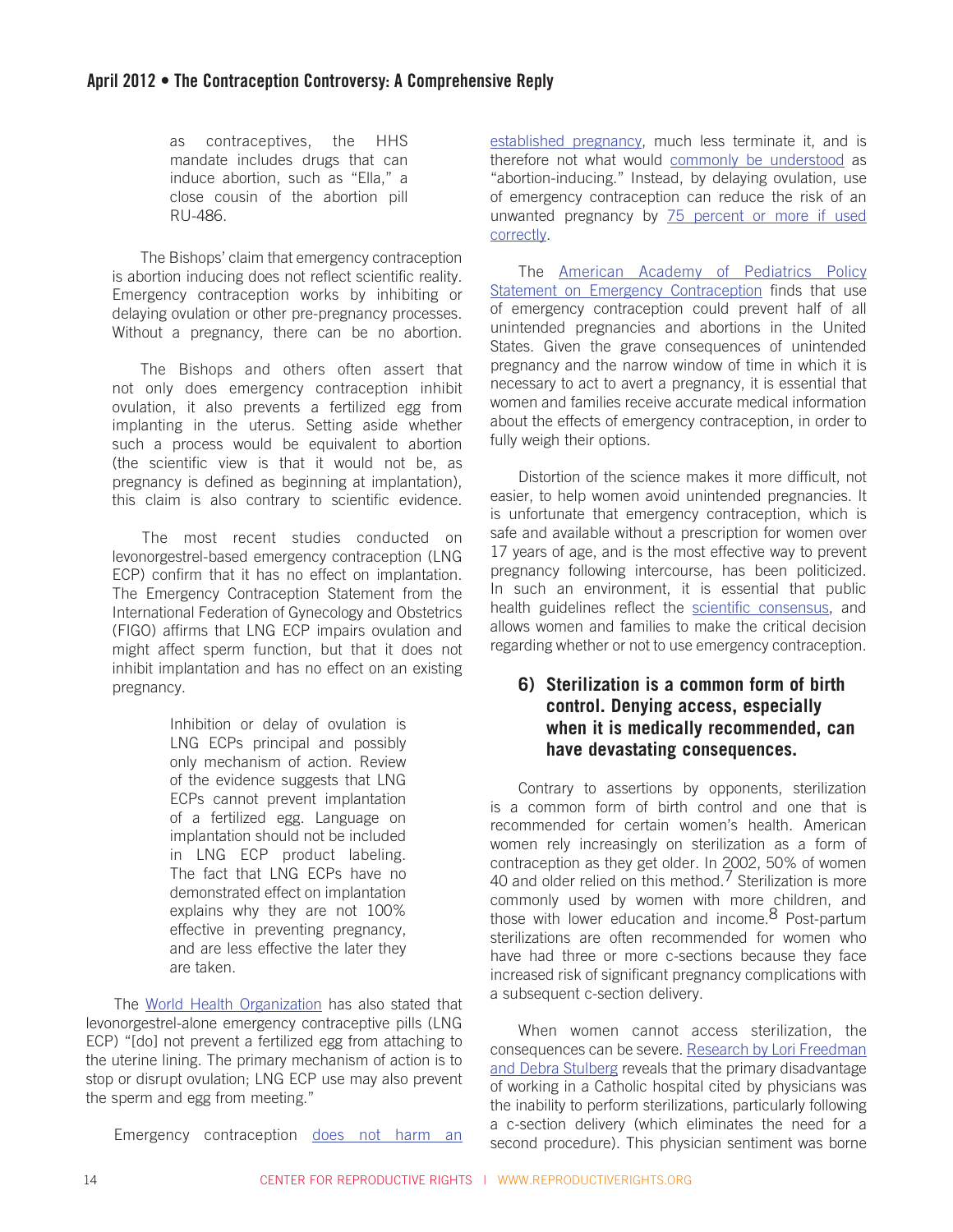as contraceptives, the HHS mandate includes drugs that can induce abortion, such as "Ella," a close cousin of the abortion pill RU-486.

The Bishops' claim that emergency contraception is abortion inducing does not reflect scientific reality. Emergency contraception works by inhibiting or delaying ovulation or other pre-pregnancy processes. Without a pregnancy, there can be no abortion.

The Bishops and others often assert that not only does emergency contraception inhibit ovulation, it also prevents a fertilized egg from implanting in the uterus. Setting aside whether such a process would be equivalent to abortion (the scientific view is that it would not be, as pregnancy is defined as beginning at implantation), this claim is also contrary to scientific evidence.

The most recent studies conducted on levonorgestrel-based emergency contraception (LNG ECP) confirm that it has no effect on implantation. The Emergency Contraception Statement from the International Federation of Gynecology and Obstetrics (FIGO) affirms that LNG ECP impairs ovulation and might affect sperm function, but that it does not inhibit implantation and has no effect on an existing pregnancy.

> Inhibition or delay of ovulation is LNG ECPs principal and possibly only mechanism of action. Review of the evidence suggests that LNG ECPs cannot prevent implantation of a fertilized egg. Language on implantation should not be included in LNG ECP product labeling. The fact that LNG ECPs have no demonstrated effect on implantation explains why they are not 100% effective in preventing pregnancy, and are less effective the later they are taken.

The World Health Organization has also stated that levonorgestrel-alone emergency contraceptive pills (LNG ECP) "[do] not prevent a fertilized egg from attaching to the uterine lining. The primary mechanism of action is to stop or disrupt ovulation; LNG ECP use may also prevent the sperm and egg from meeting."

Emergency contraception does not harm an established pregnancy, much less terminate it, and is therefore not what would commonly be understood as "abortion-inducing." Instead, by delaying ovulation, use of emergency contraception can reduce the risk of an unwanted pregnancy by 75 percent or more if used correctly.

The American Academy of Pediatrics Policy Statement on Emergency Contraception finds that use of emergency contraception could prevent half of all unintended pregnancies and abortions in the United States. Given the grave consequences of unintended pregnancy and the narrow window of time in which it is necessary to act to avert a pregnancy, it is essential that women and families receive accurate medical information about the effects of emergency contraception, in order to fully weigh their options.

Distortion of the science makes it more difficult, not easier, to help women avoid unintended pregnancies. It is unfortunate that emergency contraception, which is safe and available without a prescription for women over 17 years of age, and is the most effective way to prevent pregnancy following intercourse, has been politicized. In such an environment, it is essential that public health guidelines reflect the scientific consensus, and allows women and families to make the critical decision regarding whether or not to use emergency contraception.

### 6) Sterilization is a common form of birth control. Denying access, especially when it is medically recommended, can have devastating consequences.

Contrary to assertions by opponents, sterilization is a common form of birth control and one that is recommended for certain women's health. American women rely increasingly on sterilization as a form of contraception as they get older. In 2002, 50% of women 40 and older relied on this method.[7] Sterilization is more commonly used by women with more children, and those with lower education and income.[8] Post-partum sterilizations are often recommended for women who have had three or more c-sections because they face increased risk of significant pregnancy complications with a subsequent c-section delivery.

When women cannot access sterilization, the consequences can be severe. Research by Lori Freedman and Debra Stulberg reveals that the primary disadvantage of working in a Catholic hospital cited by physicians was the inability to perform sterilizations, particularly following a c-section delivery (which eliminates the need for a second procedure). This physician sentiment was borne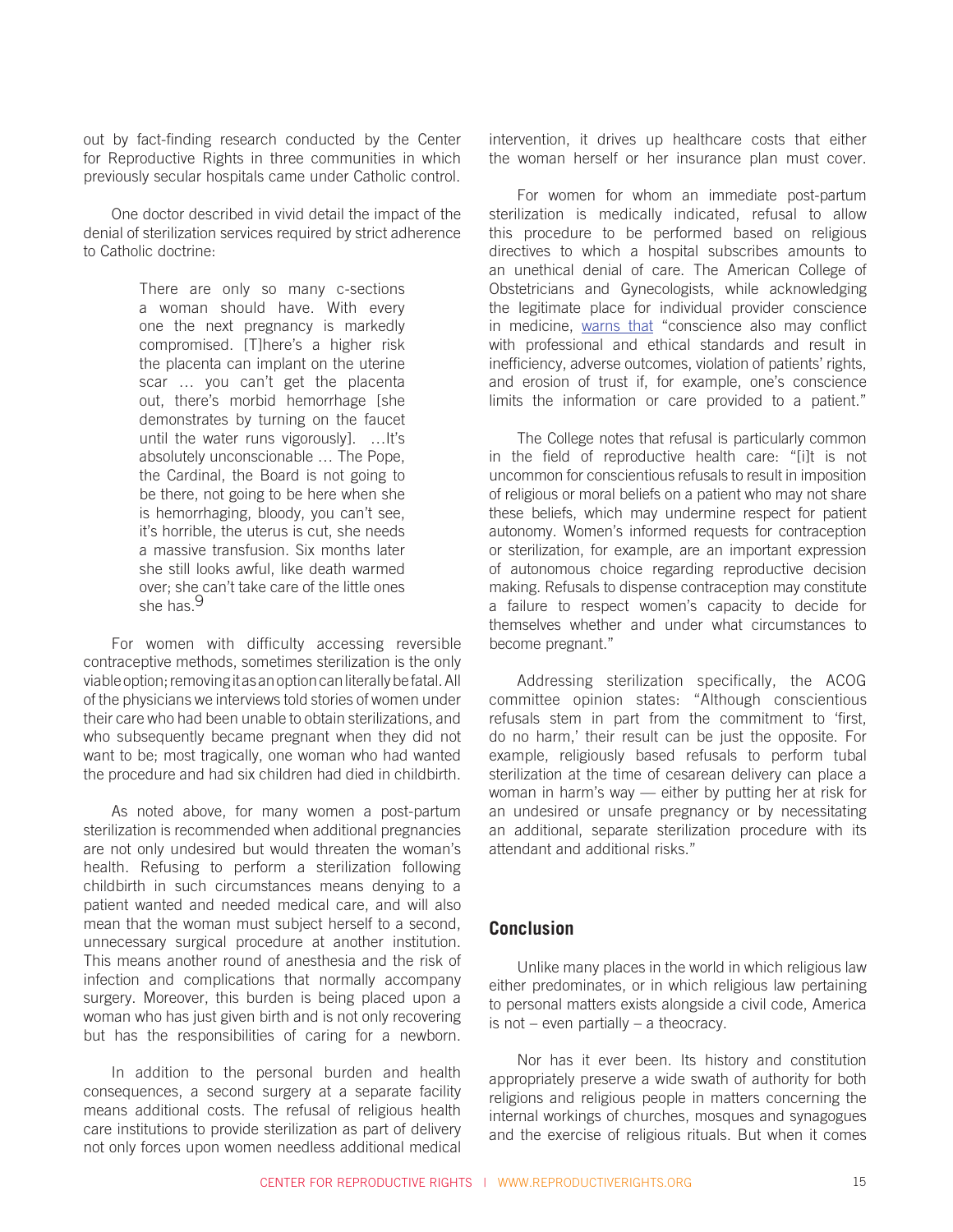out by fact-finding research conducted by the Center for Reproductive Rights in three communities in which previously secular hospitals came under Catholic control.

One doctor described in vivid detail the impact of the denial of sterilization services required by strict adherence to Catholic doctrine:

> There are only so many c-sections a woman should have. With every one the next pregnancy is markedly compromised. [T]here's a higher risk the placenta can implant on the uterine scar … you can't get the placenta out, there's morbid hemorrhage [she demonstrates by turning on the faucet until the water runs vigorously]. …It's absolutely unconscionable … The Pope, the Cardinal, the Board is not going to be there, not going to be here when she is hemorrhaging, bloody, you can't see, it's horrible, the uterus is cut, she needs a massive transfusion. Six months later she still looks awful, like death warmed over; she can't take care of the little ones she has.[9]

For women with difficulty accessing reversible contraceptive methods, sometimes sterilization is the only viable option; removing it as an option can literally be fatal. All of the physicians we interviews told stories of women under their care who had been unable to obtain sterilizations, and who subsequently became pregnant when they did not want to be; most tragically, one woman who had wanted the procedure and had six children had died in childbirth.

As noted above, for many women a post-partum sterilization is recommended when additional pregnancies are not only undesired but would threaten the woman's health. Refusing to perform a sterilization following childbirth in such circumstances means denying to a patient wanted and needed medical care, and will also mean that the woman must subject herself to a second, unnecessary surgical procedure at another institution. This means another round of anesthesia and the risk of infection and complications that normally accompany surgery. Moreover, this burden is being placed upon a woman who has just given birth and is not only recovering but has the responsibilities of caring for a newborn.

In addition to the personal burden and health consequences, a second surgery at a separate facility means additional costs. The refusal of religious health care institutions to provide sterilization as part of delivery not only forces upon women needless additional medical intervention, it drives up healthcare costs that either the woman herself or her insurance plan must cover.

For women for whom an immediate post-partum sterilization is medically indicated, refusal to allow this procedure to be performed based on religious directives to which a hospital subscribes amounts to an unethical denial of care. The American College of Obstetricians and Gynecologists, while acknowledging the legitimate place for individual provider conscience in medicine, warns that "conscience also may conflict with professional and ethical standards and result in inefficiency, adverse outcomes, violation of patients' rights, and erosion of trust if, for example, one's conscience limits the information or care provided to a patient."

The College notes that refusal is particularly common in the field of reproductive health care: "[i]t is not uncommon for conscientious refusals to result in imposition of religious or moral beliefs on a patient who may not share these beliefs, which may undermine respect for patient autonomy. Women's informed requests for contraception or sterilization, for example, are an important expression of autonomous choice regarding reproductive decision making. Refusals to dispense contraception may constitute a failure to respect women's capacity to decide for themselves whether and under what circumstances to become pregnant."

Addressing sterilization specifically, the ACOG committee opinion states: "Although conscientious refusals stem in part from the commitment to 'first, do no harm,' their result can be just the opposite. For example, religiously based refusals to perform tubal sterilization at the time of cesarean delivery can place a woman in harm's way — either by putting her at risk for an undesired or unsafe pregnancy or by necessitating an additional, separate sterilization procedure with its attendant and additional risks."

## Conclusion

Unlike many places in the world in which religious law either predominates, or in which religious law pertaining to personal matters exists alongside a civil code, America is not – even partially – a theocracy.

Nor has it ever been. Its history and constitution appropriately preserve a wide swath of authority for both religions and religious people in matters concerning the internal workings of churches, mosques and synagogues and the exercise of religious rituals. But when it comes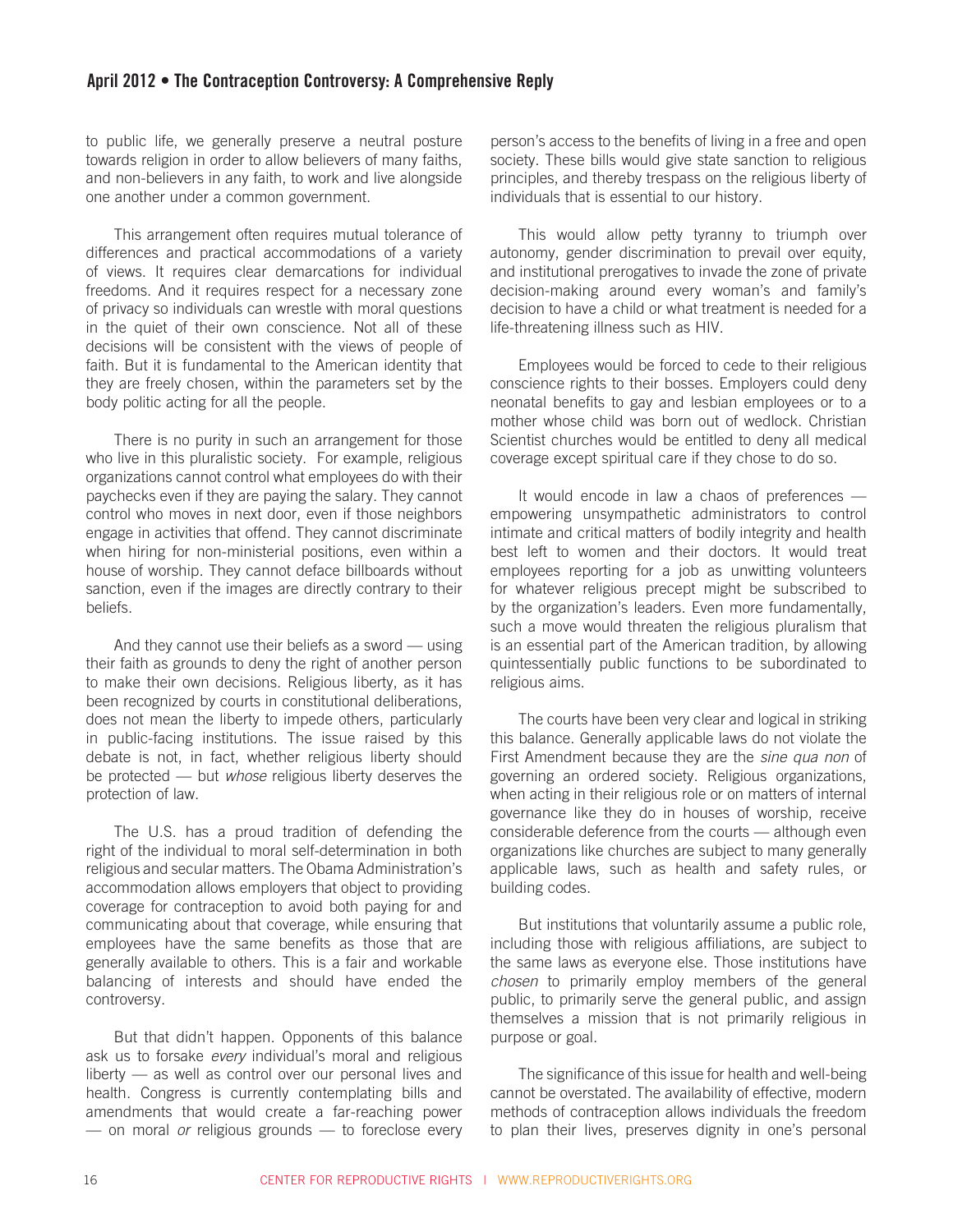to public life, we generally preserve a neutral posture towards religion in order to allow believers of many faiths, and non-believers in any faith, to work and live alongside one another under a common government.

This arrangement often requires mutual tolerance of differences and practical accommodations of a variety of views. It requires clear demarcations for individual freedoms. And it requires respect for a necessary zone of privacy so individuals can wrestle with moral questions in the quiet of their own conscience. Not all of these decisions will be consistent with the views of people of faith. But it is fundamental to the American identity that they are freely chosen, within the parameters set by the body politic acting for all the people.

There is no purity in such an arrangement for those who live in this pluralistic society. For example, religious organizations cannot control what employees do with their paychecks even if they are paying the salary. They cannot control who moves in next door, even if those neighbors engage in activities that offend. They cannot discriminate when hiring for non-ministerial positions, even within a house of worship. They cannot deface billboards without sanction, even if the images are directly contrary to their beliefs.

And they cannot use their beliefs as a sword — using their faith as grounds to deny the right of another person to make their own decisions. Religious liberty, as it has been recognized by courts in constitutional deliberations, does not mean the liberty to impede others, particularly in public-facing institutions. The issue raised by this debate is not, in fact, whether religious liberty should be protected — but *whose* religious liberty deserves the protection of law.

The U.S. has a proud tradition of defending the right of the individual to moral self-determination in both religious and secular matters. The Obama Administration's accommodation allows employers that object to providing coverage for contraception to avoid both paying for and communicating about that coverage, while ensuring that employees have the same benefits as those that are generally available to others. This is a fair and workable balancing of interests and should have ended the controversy.

But that didn't happen. Opponents of this balance ask us to forsake *every* individual's moral and religious liberty — as well as control over our personal lives and health. Congress is currently contemplating bills and amendments that would create a far-reaching power — on moral *or* religious grounds — to foreclose every person's access to the benefits of living in a free and open society. These bills would give state sanction to religious principles, and thereby trespass on the religious liberty of individuals that is essential to our history.

This would allow petty tyranny to triumph over autonomy, gender discrimination to prevail over equity, and institutional prerogatives to invade the zone of private decision-making around every woman's and family's decision to have a child or what treatment is needed for a life-threatening illness such as HIV.

Employees would be forced to cede to their religious conscience rights to their bosses. Employers could deny neonatal benefits to gay and lesbian employees or to a mother whose child was born out of wedlock. Christian Scientist churches would be entitled to deny all medical coverage except spiritual care if they chose to do so.

It would encode in law a chaos of preferences — empowering unsympathetic administrators to control intimate and critical matters of bodily integrity and health best left to women and their doctors. It would treat employees reporting for a job as unwitting volunteers for whatever religious precept might be subscribed to by the organization's leaders. Even more fundamentally, such a move would threaten the religious pluralism that is an essential part of the American tradition, by allowing quintessentially public functions to be subordinated to religious aims.

The courts have been very clear and logical in striking this balance. Generally applicable laws do not violate the First Amendment because they are the *sine qua non* of governing an ordered society. Religious organizations, when acting in their religious role or on matters of internal governance like they do in houses of worship, receive considerable deference from the courts — although even organizations like churches are subject to many generally applicable laws, such as health and safety rules, or building codes.

But institutions that voluntarily assume a public role, including those with religious affiliations, are subject to the same laws as everyone else. Those institutions have *chosen* to primarily employ members of the general public, to primarily serve the general public, and assign themselves a mission that is not primarily religious in purpose or goal.

The significance of this issue for health and well-being cannot be overstated. The availability of effective, modern methods of contraception allows individuals the freedom to plan their lives, preserves dignity in one's personal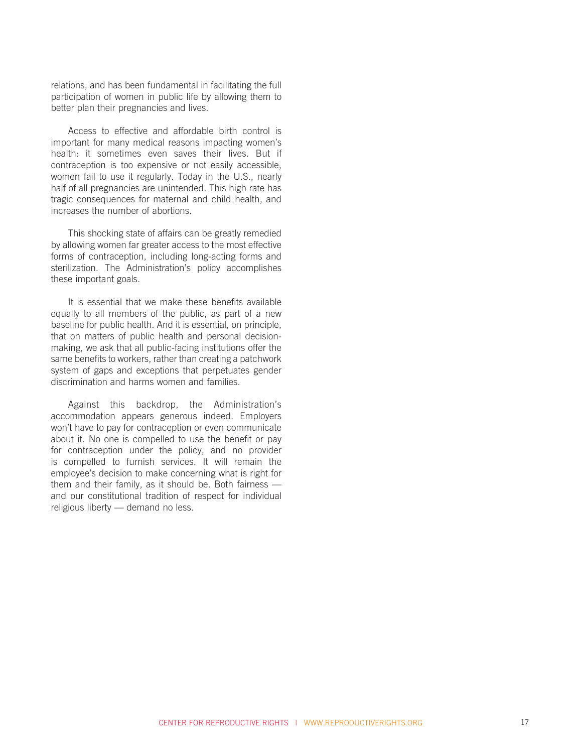relations, and has been fundamental in facilitating the full participation of women in public life by allowing them to better plan their pregnancies and lives.

Access to effective and affordable birth control is important for many medical reasons impacting women's health: it sometimes even saves their lives. But if contraception is too expensive or not easily accessible, women fail to use it regularly. Today in the U.S., nearly half of all pregnancies are unintended. This high rate has tragic consequences for maternal and child health, and increases the number of abortions.

This shocking state of affairs can be greatly remedied by allowing women far greater access to the most effective forms of contraception, including long-acting forms and sterilization. The Administration's policy accomplishes these important goals.

It is essential that we make these benefits available equally to all members of the public, as part of a new baseline for public health. And it is essential, on principle, that on matters of public health and personal decision-making, we ask that all public-facing institutions offer the same benefits to workers, rather than creating a patchwork system of gaps and exceptions that perpetuates gender discrimination and harms women and families.

Against this backdrop, the Administration's accommodation appears generous indeed. Employers won't have to pay for contraception or even communicate about it. No one is compelled to use the benefit or pay for contraception under the policy, and no provider is compelled to furnish services. It will remain the employee's decision to make concerning what is right for them and their family, as it should be. Both fairness — and our constitutional tradition of respect for individual religious liberty — demand no less.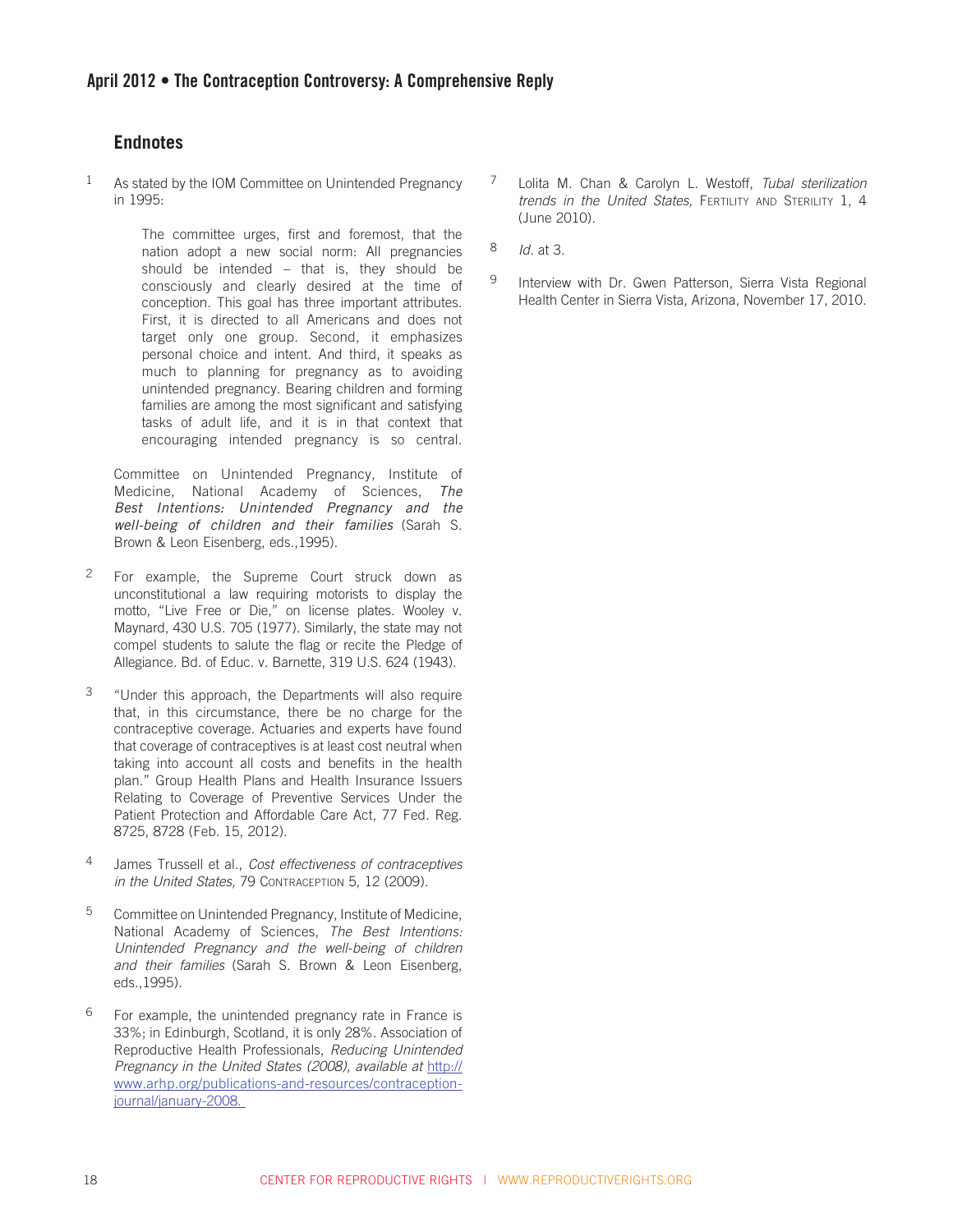## Endnotes

1. As stated by the IOM Committee on Unintended Pregnancy in 1995:

   > The committee urges, first and foremost, that the nation adopt a new social norm: All pregnancies should be intended – that is, they should be consciously and clearly desired at the time of conception. This goal has three important attributes. First, it is directed to all Americans and does not target only one group. Second, it emphasizes personal choice and intent. And third, it speaks as much to planning for pregnancy as to avoiding unintended pregnancy. Bearing children and forming families are among the most significant and satisfying tasks of adult life, and it is in that context that encouraging intended pregnancy is so central.

   Committee on Unintended Pregnancy, Institute of Medicine, National Academy of Sciences, *The Best Intentions: Unintended Pregnancy and the well-being of children and their families* (Sarah S. Brown & Leon Eisenberg, eds.,1995).

2. For example, the Supreme Court struck down as unconstitutional a law requiring motorists to display the motto, "Live Free or Die," on license plates. Wooley v. Maynard, 430 U.S. 705 (1977). Similarly, the state may not compel students to salute the flag or recite the Pledge of Allegiance. Bd. of Educ. v. Barnette, 319 U.S. 624 (1943).

3. "Under this approach, the Departments will also require that, in this circumstance, there be no charge for the contraceptive coverage. Actuaries and experts have found that coverage of contraceptives is at least cost neutral when taking into account all costs and benefits in the health plan." Group Health Plans and Health Insurance Issuers Relating to Coverage of Preventive Services Under the Patient Protection and Affordable Care Act, 77 Fed. Reg. 8725, 8728 (Feb. 15, 2012).

4. James Trussell et al., *Cost effectiveness of contraceptives in the United States,* 79 Contraception 5, 12 (2009).

5. Committee on Unintended Pregnancy, Institute of Medicine, National Academy of Sciences, *The Best Intentions: Unintended Pregnancy and the well-being of children and their families* (Sarah S. Brown & Leon Eisenberg, eds.,1995).

6. For example, the unintended pregnancy rate in France is 33%; in Edinburgh, Scotland, it is only 28%. Association of Reproductive Health Professionals, *Reducing Unintended Pregnancy in the United States (2008), available at* http://www.arhp.org/publications-and-resources/contraception-journal/january-2008.

7. Lolita M. Chan & Carolyn L. Westoff, *Tubal sterilization trends in the United States,* Fertility and Sterility 1, 4 (June 2010).

8. *Id.* at 3.

9. Interview with Dr. Gwen Patterson, Sierra Vista Regional Health Center in Sierra Vista, Arizona, November 17, 2010.